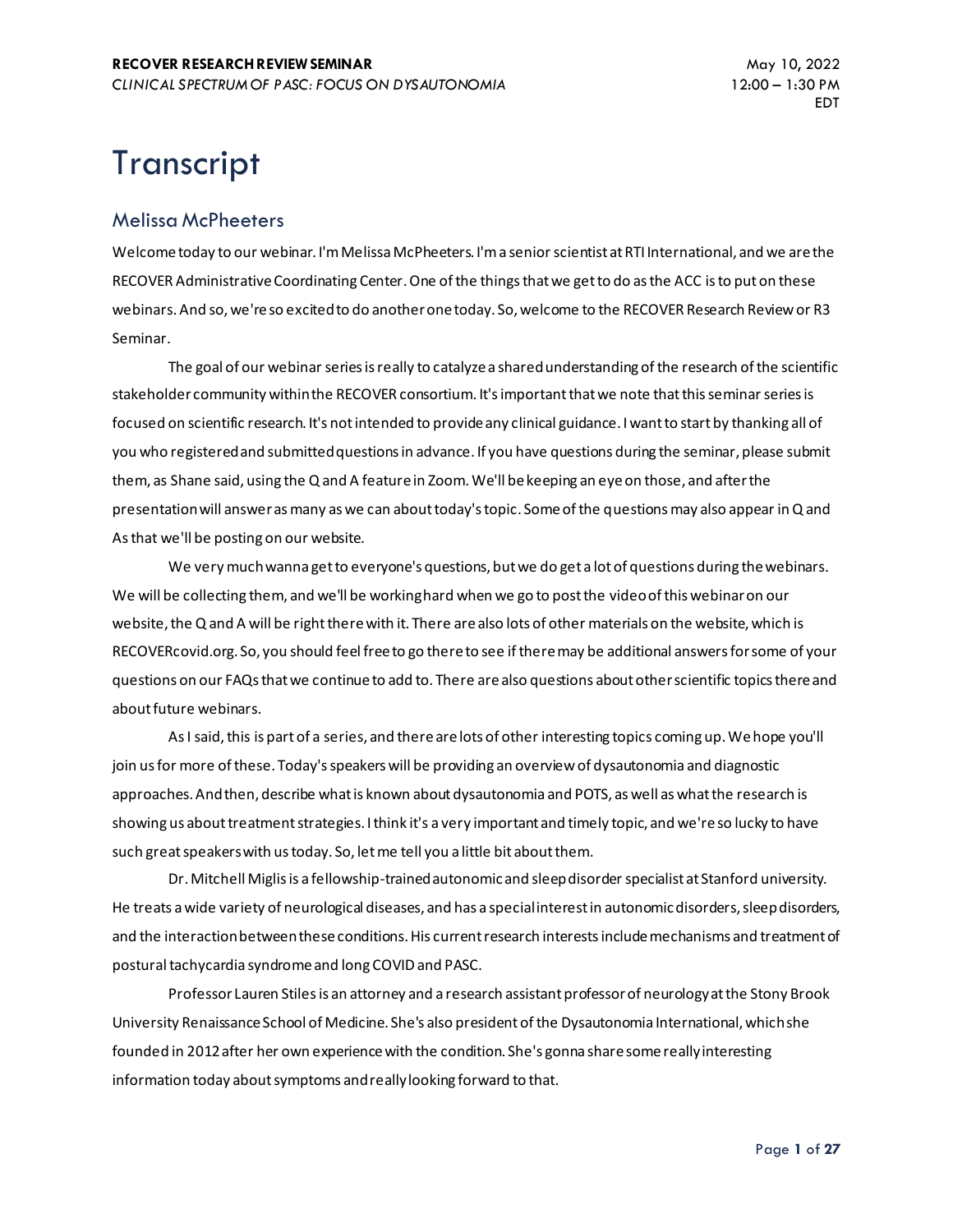# Transcript

## Melissa McPheeters

Welcome today to our webinar. I'm Melissa McPheeters. I'm a senior scientist at RTI International, and we are the RECOVER Administrative Coordinating Center. One of the things that we get to do as the ACC is to put on these webinars. And so, we're so excited to do another one today. So, welcome to the RECOVER Research Review or R3 Seminar.

The goal of our webinar series is really to catalyze a shared understanding of the research of the scientific stakeholder community within the RECOVER consortium. It's important that we note that this seminar series is focused on scientific research. It's not intended to provide any clinical guidance. I want to start by thanking all of you who registered and submitted questions in advance. If you have questions during the seminar, please submit them, as Shane said, using the Q and A feature in Zoom. We'll be keeping an eye on those, and after the presentation will answer as many as we can about today's topic. Some of the questions may also appear in Q and As that we'll be posting on our website.

We very much wanna get to everyone's questions, but we do get a lot of questions during the webinars. We will be collecting them, and we'll be working hard when we go to post the video of this webinar on our website, the Q and A will be right there with it. There are also lots of other materials on the website, which is RECOVERcovid.org. So, you should feel free to go there to see if there may be additional answers for some of your questions on our FAQs that we continue to add to. There are also questions about other scientific topics there and about future webinars.

As I said, this is part of a series, and there are lots of other interesting topics coming up. We hope you'll join us for more of these. Today's speakers will be providing an overview of dysautonomia and diagnostic approaches. And then, describe what is known about dysautonomia and POTS, as well as what the research is showing us about treatment strategies. I think it's a very important and timely topic, and we're so lucky to have such great speakers with us today. So, let me tell you a little bit about them.

Dr. Mitchell Miglis is a fellowship-trained autonomic and sleep disorder specialist at Stanford university. He treats a wide variety of neurological diseases, and has a special interest in autonomic disorders, sleep disorders, and the interaction between these conditions. His current research interests include mechanisms and treatment of postural tachycardia syndrome and long COVID and PASC.

Professor Lauren Stiles is an attorney and a research assistant professor of neurology at the Stony Brook University Renaissance School of Medicine. She's also president of the Dysautonomia International, which she founded in 2012 after her own experience with the condition. She's gonna share some really interesting information today about symptoms and really looking forward to that.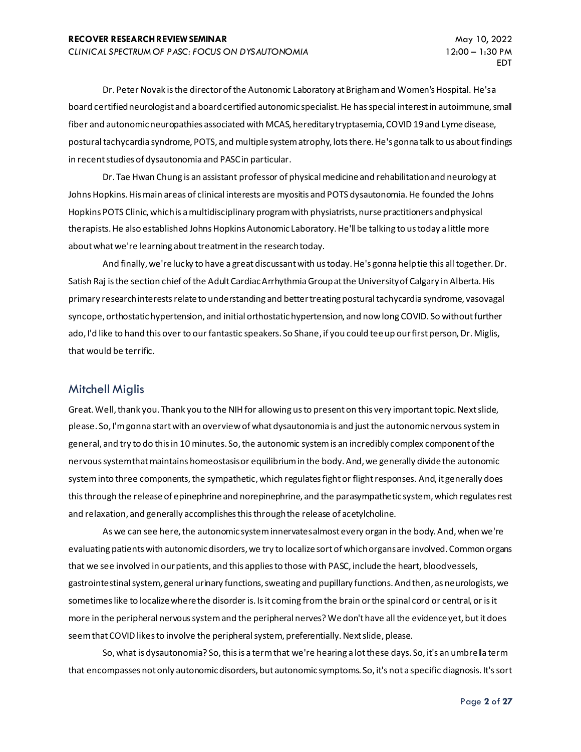Dr. Peter Novak is the director of the Autonomic Laboratory at Brigham and Women's Hospital. He's a board certified neurologist and a board certified autonomic specialist. He has special interest in autoimmune, small fiber and autonomic neuropathies associated with MCAS, hereditary tryptasemia, COVID 19 and Lyme disease, postural tachycardia syndrome, POTS, and multiple system atrophy, lots there. He's gonna talk to us about findings in recent studies of dysautonomia and PASC in particular.

Dr. Tae Hwan Chung is an assistant professor of physical medicine and rehabilitation and neurology at Johns Hopkins. His main areas of clinical interests are myositis and POTS dysautonomia. He founded the Johns Hopkins POTS Clinic, which is a multidisciplinary program with physiatrists, nurse practitioners and physical therapists. He also established Johns Hopkins Autonomic Laboratory. He'll be talking to us today a little more about what we're learning about treatment in the research today.

And finally, we're lucky to have a great discussant with us today. He's gonna help tie this all together. Dr. Satish Raj is the section chief of the Adult Cardiac Arrhythmia Group at the University of Calgary in Alberta. His primary research interests relate to understanding and better treating postural tachycardia syndrome, vasovagal syncope, orthostatic hypertension, and initial orthostatic hypertension, and now long COVID. So without further ado, I'd like to hand this over to our fantastic speakers. So Shane, if you could tee up our first person, Dr. Miglis, that would be terrific.

## Mitchell Miglis

Great. Well, thank you. Thank you to the NIH for allowing us to present on this very important topic. Next slide, please. So, I'm gonna start with an overview of what dysautonomia is and just the autonomic nervous system in general, and try to do this in 10 minutes. So, the autonomic system is an incredibly complex component of the nervous system that maintains homeostasis or equilibrium in the body. And, we generally divide the autonomic system into three components, the sympathetic, which regulates fight or flight responses. And, it generally does this through the release of epinephrine and norepinephrine, and the parasympathetic system, which regulates rest and relaxation, and generally accomplishes this through the release of acetylcholine.

As we can see here, the autonomic system innervates almost every organ in the body. And, when we're evaluating patients with autonomic disorders, we try to localize sort of which organs are involved. Common organs that we see involved in our patients, and this applies to those with PASC, include the heart, blood vessels, gastrointestinal system, general urinary functions, sweating and pupillary functions. And then, as neurologists, we sometimes like to localize where the disorder is. Is it coming from the brain or the spinal cord or central, or is it more in the peripheral nervous system and the peripheral nerves? We don't have all the evidence yet, but it does seem that COVID likes to involve the peripheral system, preferentially. Next slide, please.

So, what is dysautonomia? So, this is a term that we're hearing a lot these days. So, it's an umbrella term that encompasses not only autonomic disorders, but autonomic symptoms. So, it's not a specific diagnosis. It's sort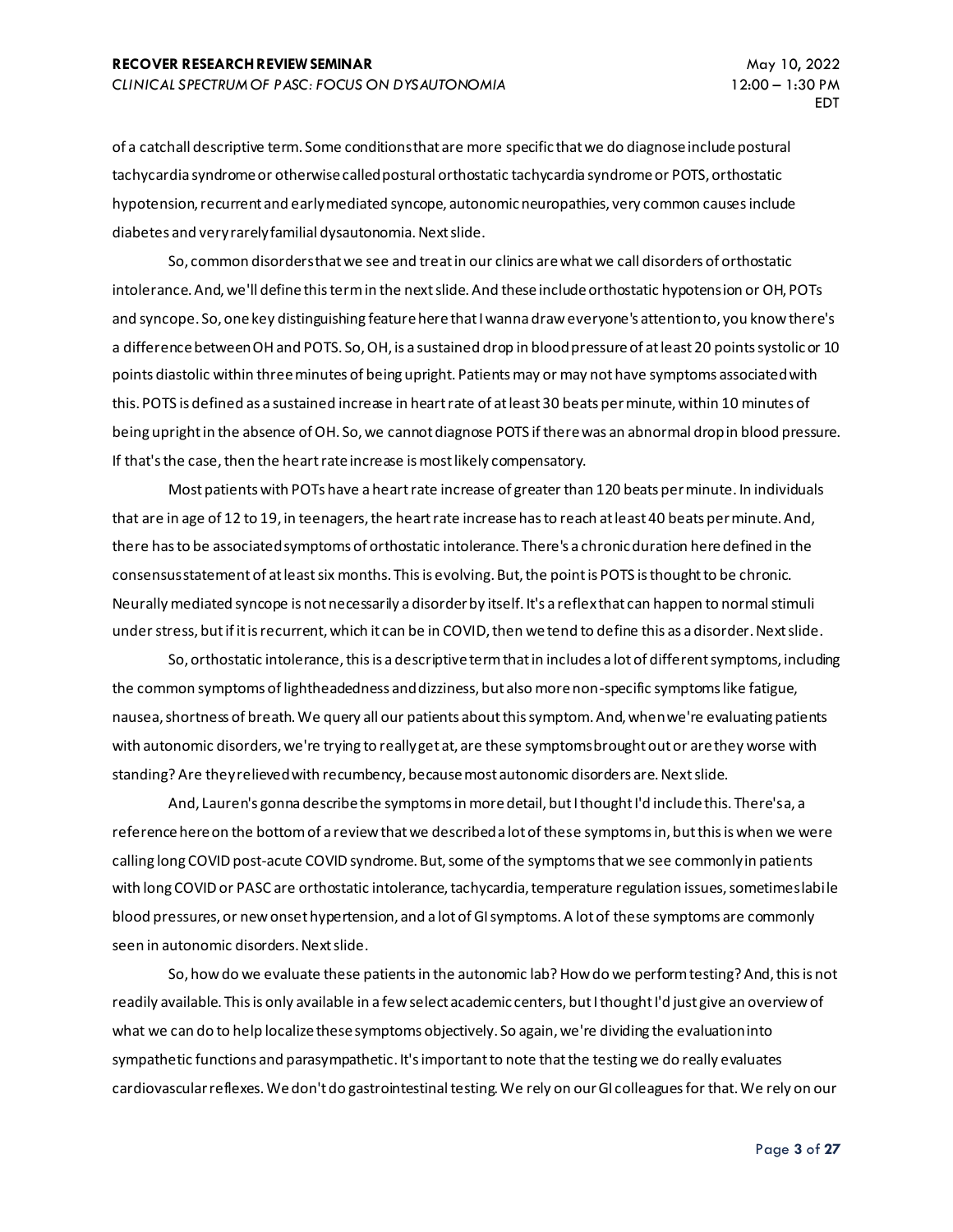of a catchall descriptive term. Some conditions that are more specific that we do diagnose include postural tachycardia syndrome or otherwise called postural orthostatic tachycardia syndrome or POTS, orthostatic hypotension, recurrent and early mediated syncope, autonomic neuropathies, very common causes include diabetes and very rarely familial dysautonomia. Next slide.

So, common disorders that we see and treat in our clinics are what we call disorders of orthostatic intolerance. And, we'll define this term in the next slide. And these include orthostatic hypotension or OH, POTs and syncope. So, one key distinguishing feature here that I wanna draw everyone's attention to, you know there's a difference between OH and POTS. So, OH, is a sustained drop in blood pressure of at least 20 points systolic or 10 points diastolic within three minutes of being upright. Patients may or may not have symptoms associated with this. POTS is defined as a sustained increase in heart rate of at least 30 beats per minute, within 10 minutes of being upright in the absence of OH. So, we cannot diagnose POTS if there was an abnormal drop in blood pressure. If that's the case, then the heart rate increase is most likely compensatory.

Most patients with POTs have a heart rate increase of greater than 120 beats per minute. In individuals that are in age of 12 to 19, in teenagers, the heart rate increase has to reach at least 40 beats per minute. And, there has to be associated symptoms of orthostatic intolerance. There's a chronic duration here defined in the consensus statement of at least six months. This is evolving. But, the point is POTS is thought to be chronic. Neurally mediated syncope is not necessarily a disorder by itself. It's a reflex that can happen to normal stimuli under stress, but if it is recurrent, which it can be in COVID, then we tend to define this as a disorder. Next slide.

So, orthostatic intolerance, this is a descriptive term that in includes a lot of different symptoms, including the common symptoms of lightheadedness and dizziness, but also more non-specific symptoms like fatigue, nausea, shortness of breath. We query all our patients about this symptom. And, when we're evaluating patients with autonomic disorders, we're trying to really get at, are these symptoms brought out or are they worse with standing? Are they relieved with recumbency, because most autonomic disorders are. Next slide.

And, Lauren's gonna describe the symptoms in more detail, but I thought I'd include this. There's a, a reference here on the bottom of a review that we described a lot of these symptoms in, but this is when we were calling long COVID post-acute COVID syndrome. But, some of the symptoms that we see commonly in patients with long COVID or PASC are orthostatic intolerance, tachycardia, temperature regulation issues, sometimes labile blood pressures, or new onset hypertension, and a lot of GI symptoms. A lot of these symptoms are commonly seen in autonomic disorders. Next slide.

So, how do we evaluate these patients in the autonomic lab? How do we perform testing? And, this is not readily available. This is only available in a few select academic centers, but I thought I'd just give an overview of what we can do to help localize these symptoms objectively. So again, we're dividing the evaluation into sympathetic functions and parasympathetic. It's important to note that the testing we do really evaluates cardiovascular reflexes. We don't do gastrointestinal testing. We rely on our GI colleagues for that. We rely on our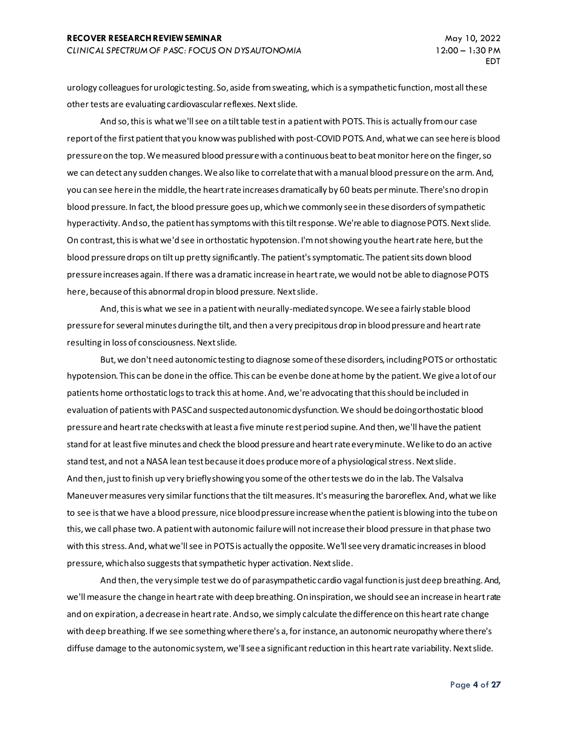urology colleagues for urologic testing. So, aside from sweating, which is a sympathetic function, most all these other tests are evaluating cardiovascular reflexes. Next slide.

And so, this is what we'll see on a tilt table test in a patient with POTS. This is actually from our case report of the first patient that you know was published with post-COVID POTS. And, what we can see here is blood pressure on the top. We measured blood pressure with a continuous beat to beat monitor here on the finger, so we can detect any sudden changes. We also like to correlate that with a manual blood pressure on the arm. And, you can see here in the middle, the heart rate increases dramatically by 60 beats per minute. There's no drop in blood pressure. In fact, the blood pressure goes up, which we commonly see in these disorders of sympathetic hyperactivity. And so, the patient has symptoms with this tilt response. We're able to diagnose POTS. Next slide. On contrast, this is what we'd see in orthostatic hypotension. I'm not showing you the heart rate here, but the blood pressure drops on tilt up pretty significantly. The patient's symptomatic. The patient sits down blood pressure increases again. If there was a dramatic increase in heart rate, we would not be able to diagnose POTS here, because of this abnormal drop in blood pressure. Next slide.

And, this is what we see in a patient with neurally-mediated syncope. We see a fairly stable blood pressure for several minutes during the tilt, and then a very precipitous drop in blood pressure and heart rate resulting in loss of consciousness. Next slide.

But, we don't need autonomic testing to diagnose some of these disorders, including POTS or orthostatic hypotension. This can be done in the office. This can be even be done at home by the patient. We give a lot of our patients home orthostatic logs to track this at home. And, we're advocating that this should be included in evaluation of patients with PASC and suspected autonomic dysfunction. We should be doing orthostatic blood pressure and heart rate checks with at least a five minute rest period supine. And then, we'll have the patient stand for at least five minutes and check the blood pressure and heart rate every minute. We like to do an active stand test, and not a NASA lean test because it does produce more of a physiological stress. Next slide.

And then, just to finish up very briefly showing you some of the other tests we do in the lab. The Valsalva Maneuver measures very similar functions that the tilt measures. It's measuring the baroreflex. And, what we like to see is that we have a blood pressure, nice blood pressure increase when the patient is blowing into the tube on this, we call phase two. A patient with autonomic failure will not increase their blood pressure in that phase two with this stress. And, what we'll see in POTS is actually the opposite. We'll see very dramatic increases in blood pressure, which also suggests that sympathetic hyper activation. Next slide.

And then, the very simple test we do of parasympathetic cardio vagal function is just deep breathing. And, we'll measure the change in heart rate with deep breathing. On inspiration, we should see an increase in heart rate and on expiration, a decrease in heart rate. And so, we simply calculate the difference on this heart rate change with deep breathing. If we see something where there's a, for instance, an autonomic neuropathy where there's diffuse damage to the autonomic system, we'll see a significant reduction in this heart rate variability. Next slide.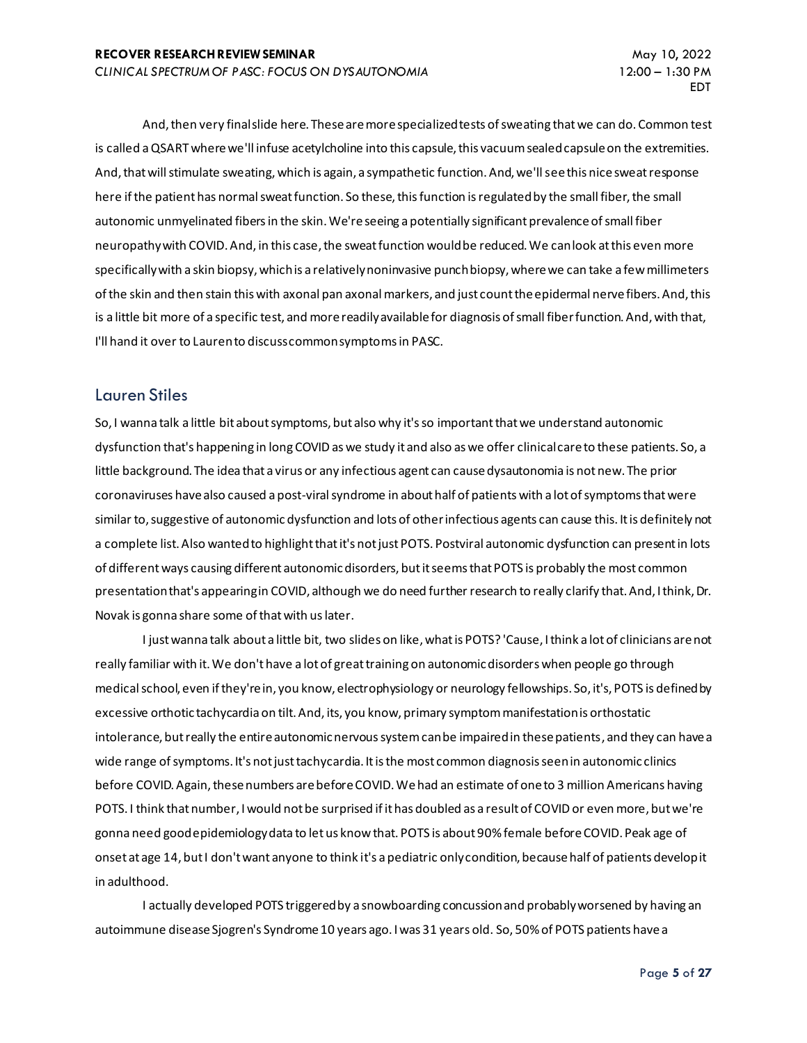And, then very final slide here. These are more specialized tests of sweating that we can do. Common test is called a QSART where we'll infuse acetylcholine into this capsule, this vacuum sealed capsule on the extremities. And, that will stimulate sweating, which is again, a sympathetic function. And, we'll see this nice sweat response here if the patient has normal sweat function. So these, this function is regulated by the small fiber, the small autonomic unmyelinated fibers in the skin. We're seeing a potentially significant prevalence of small fiber neuropathy with COVID. And, in this case, the sweat function would be reduced. We can look at this even more specifically with a skin biopsy, which is a relatively noninvasive punch biopsy, where we can take a few millimeters of the skin and then stain this with axonal pan axonal markers, and just count the epidermal nerve fibers. And, this is a little bit more of a specific test, and more readily available for diagnosis of small fiber function. And, with that, I'll hand it over to Lauren to discuss common symptoms in PASC.

## Lauren Stiles

So, I wanna talk a little bit about symptoms, but also why it's so important that we understand autonomic dysfunction that's happening in long COVID as we study it and also as we offer clinical care to these patients. So, a little background. The idea that a virus or any infectious agent can cause dysautonomia is not new. The prior coronaviruses have also caused a post-viral syndrome in about half of patients with a lot of symptoms that were similar to, suggestive of autonomic dysfunction and lots of other infectious agents can cause this. It is definitely not a complete list. Also wanted to highlight that it's not just POTS. Postviral autonomic dysfunction can present in lots of different ways causing different autonomic disorders, but it seems that POTS is probably the most common presentation that's appearing in COVID, although we do need further research to really clarify that. And, I think, Dr. Novak is gonna share some of that with us later.

I just wanna talk about a little bit, two slides on like, what is POTS? 'Cause, I think a lot of clinicians are not really familiar with it. We don't have a lot of great training on autonomic disorders when people go through medical school, even if they're in, you know, electrophysiology or neurology fellowships. So, it's, POTS is defined by excessive orthotic tachycardia on tilt. And, its, you know, primary symptom manifestation is orthostatic intolerance, but really the entire autonomic nervous system can be impaired in these patients, and they can have a wide range of symptoms. It's not just tachycardia. It is the most common diagnosis seen in autonomic clinics before COVID. Again, these numbers are before COVID. We had an estimate of one to 3 million Americans having POTS. I think that number, I would not be surprised if it has doubled as a result of COVID or even more, but we're gonna need good epidemiology data to let us know that. POTS is about 90% female before COVID. Peak age of onset at age 14, but I don't want anyone to think it's a pediatric only condition, because half of patients develop it in adulthood.

I actually developed POTS triggered by a snowboarding concussion and probably worsened by having an autoimmune disease Sjogren's Syndrome 10 years ago. I was 31 years old. So, 50% of POTS patients have a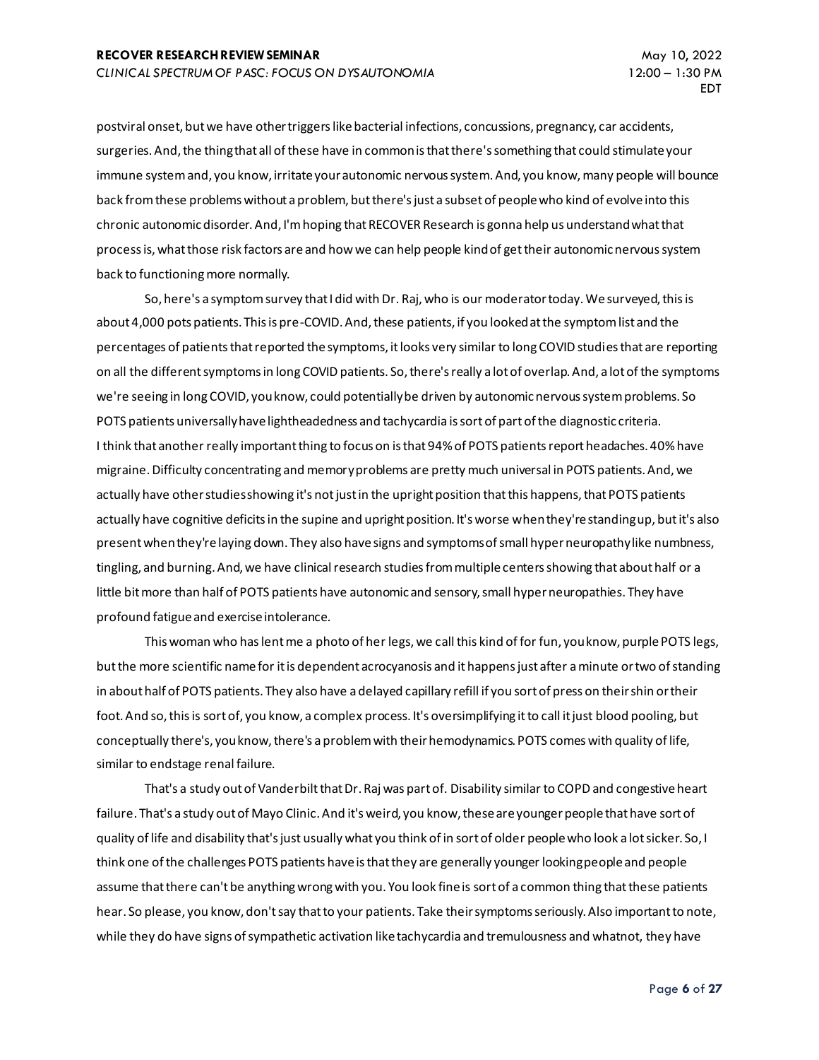postviral onset, but we have other triggers like bacterial infections, concussions, pregnancy, car accidents, surgeries. And, the thing that all of these have in common is that there's something that could stimulate your immune system and, you know, irritate your autonomic nervous system. And, you know, many people will bounce back from these problems without a problem, but there's just a subset of people who kind of evolve into this chronic autonomic disorder. And, I'm hoping that RECOVER Research is gonna help us understand what that process is, what those risk factors are and how we can help people kind of get their autonomic nervous system back to functioning more normally.

So, here's a symptom survey that I did with Dr. Raj, who is our moderator today. We surveyed, this is about 4,000 pots patients. This is pre-COVID. And, these patients, if you looked at the symptom list and the percentages of patients that reported the symptoms, it looks very similar to long COVID studies that are reporting on all the different symptoms in long COVID patients. So, there's really a lot of overlap. And, a lot of the symptoms we're seeing in long COVID, you know, could potentially be driven by autonomic nervous system problems. So POTS patients universally have lightheadedness and tachycardia is sort of part of the diagnostic criteria. I think that another really important thing to focus on is that 94% of POTS patients report headaches. 40% have migraine. Difficulty concentrating and memory problems are pretty much universal in POTS patients. And, we actually have other studies showing it's not just in the upright position that this happens, that POTS patients actually have cognitive deficits in the supine and upright position. It's worse when they're standing up, but it's also present when they're laying down. They also have signs and symptoms of small hyper neuropathy like numbness, tingling, and burning. And, we have clinical research studies from multiple centers showing that about half or a little bit more than half of POTS patients have autonomic and sensory, small hyper neuropathies. They have profound fatigue and exercise intolerance.

This woman who has lent me a photo of her legs, we call this kind of for fun, you know, purple POTS legs, but the more scientific name for it is dependent acrocyanosis and it happens just after a minute or two of standing in about half of POTS patients. They also have a delayed capillary refill if you sort of press on their shin or their foot. And so, this is sort of, you know, a complex process. It's oversimplifying it to call it just blood pooling, but conceptually there's, you know, there's a problem with their hemodynamics. POTS comes with quality of life, similar to endstage renal failure.

That's a study out of Vanderbilt that Dr. Raj was part of. Disability similar to COPD and congestive heart failure. That's a study out of Mayo Clinic. And it's weird, you know, these are younger people that have sort of quality of life and disability that's just usually what you think of in sort of older people who look a lot sicker. So, I think one of the challenges POTS patients have is that they are generally younger looking people and people assume that there can't be anything wrong with you. You look fine is sort of a common thing that these patients hear. So please, you know, don't say that to your patients. Take their symptoms seriously. Also important to note, while they do have signs of sympathetic activation like tachycardia and tremulousness and whatnot, they have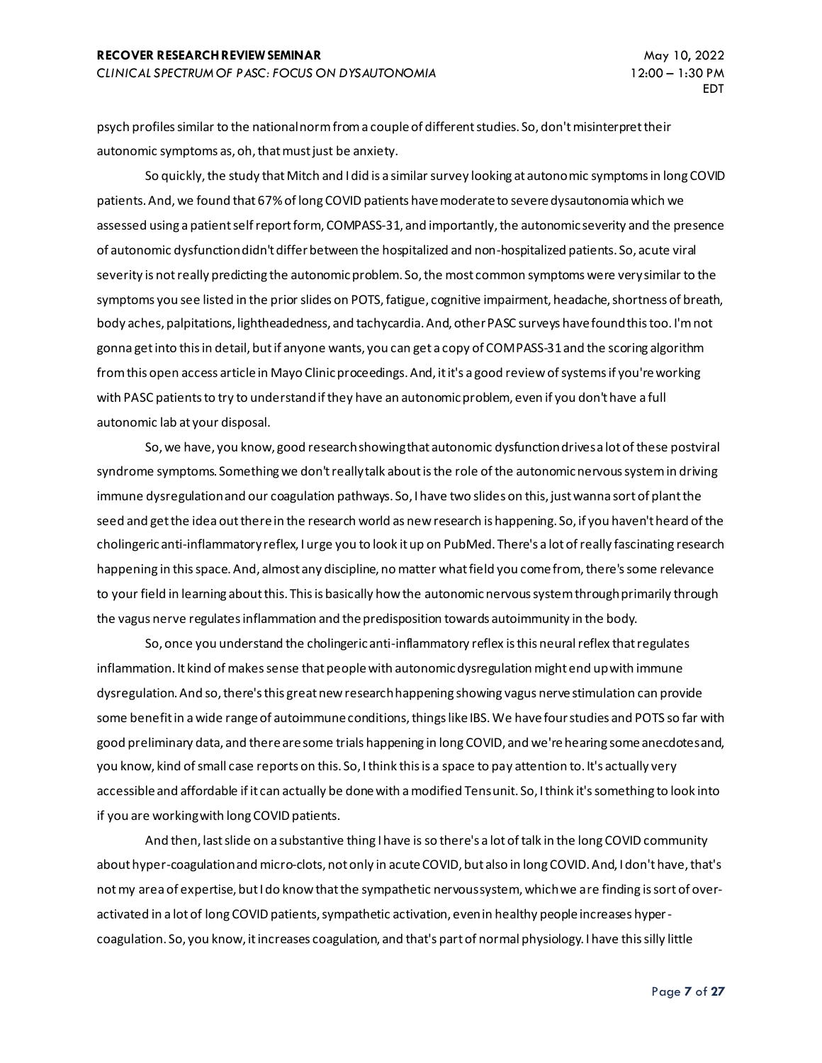psych profiles similar to the national norm from a couple of different studies. So, don't misinterpret their autonomic symptoms as, oh, that must just be anxiety.

So quickly, the study that Mitch and I did is a similar survey looking at autonomic symptoms in long COVID patients. And, we found that 67% of long COVID patients have moderate to severe dysautonomia which we assessed using a patient self report form, COMPASS-31, and importantly, the autonomic severity and the presence of autonomic dysfunction didn't differ between the hospitalized and non-hospitalized patients. So, acute viral severity is not really predicting the autonomic problem. So, the most common symptoms were very similar to the symptoms you see listed in the prior slides on POTS, fatigue, cognitive impairment, headache, shortness of breath, body aches, palpitations, lightheadedness, and tachycardia. And, other PASC surveys have found this too. I'm not gonna get into this in detail, but if anyone wants, you can get a copy of COMPASS-31 and the scoring algorithm from this open access article in Mayo Clinic proceedings. And, it it's a good review of systems if you're working with PASC patients to try to understand if they have an autonomic problem, even if you don't have a full autonomic lab at your disposal.

So, we have, you know, good research showing that autonomic dysfunction drives a lot of these postviral syndrome symptoms. Something we don't really talk about is the role of the autonomic nervous system in driving immune dysregulation and our coagulation pathways. So, I have two slides on this, just wanna sort of plant the seed and get the idea out there in the research world as new research is happening. So, if you haven't heard of the cholinergic anti-inflammatory reflex, I urge you to look it up on PubMed. There's a lot of really fascinating research happening in this space. And, almost any discipline, no matter what field you come from, there's some relevance to your field in learning about this. This is basically how the autonomic nervous system through primarily through the vagus nerve regulates inflammation and the predisposition towards autoimmunity in the body.

So, once you understand the cholinergic anti-inflammatory reflex is this neural reflex that regulates inflammation. It kind of makes sense that people with autonomic dysregulation might end up with immune dysregulation. And so, there's this great new research happening showing vagus nerve stimulation can provide some benefit in a wide range of autoimmune conditions, things like IBS. We have four studies and POTS so far with good preliminary data, and there are some trials happening in long COVID, and we're hearing some anecdotes and, you know, kind of small case reports on this. So, I think this is a space to pay attention to. It's actually very accessible and affordable if it can actually be done with a modified Tens unit. So, I think it's something to look into if you are working with long COVID patients.

And then, last slide on a substantive thing I have is so there's a lot of talk in the long COVID community about hyper-coagulation and micro-clots, not only in acute COVID, but also in long COVID. And, I don't have, that's not my area of expertise, but I do know that the sympathetic nervous system, which we are finding is sort of over-activated in a lot of long COVID patients, sympathetic activation, even in healthy people increases hyper-coagulation. So, you know, it increases coagulation, and that's part of normal physiology. I have this silly little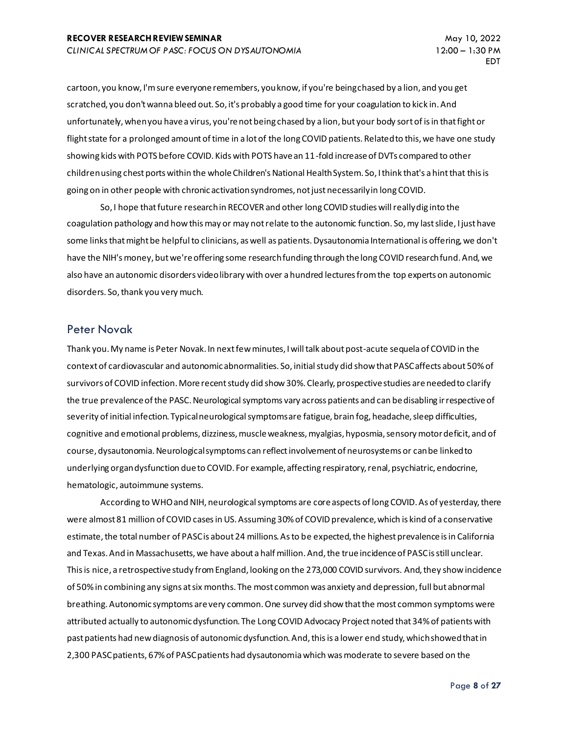cartoon, you know, I'm sure everyone remembers, you know, if you're being chased by a lion, and you get scratched, you don't wanna bleed out. So, it's probably a good time for your coagulation to kick in. And unfortunately, when you have a virus, you're not being chased by a lion, but your body sort of is in that fight or flight state for a prolonged amount of time in a lot of the long COVID patients. Related to this, we have one study showing kids with POTS before COVID. Kids with POTS have an 11-fold increase of DVTs compared to other children using chest ports within the whole Children's National Health System. So, I think that's a hint that this is going on in other people with chronic activation syndromes, not just necessarily in long COVID.

So, I hope that future research in RECOVER and other long COVID studies will really dig into the coagulation pathology and how this may or may not relate to the autonomic function. So, my last slide, I just have some links that might be helpful to clinicians, as well as patients. Dysautonomia International is offering, we don't have the NIH's money, but we're offering some research funding through the long COVID research fund. And, we also have an autonomic disorders video library with over a hundred lectures from the top experts on autonomic disorders. So, thank you very much.

## Peter Novak

Thank you. My name is Peter Novak. In next few minutes, I will talk about post-acute sequela of COVID in the context of cardiovascular and autonomic abnormalities. So, initial study did show that PASC affects about 50% of survivors of COVID infection. More recent study did show 30%. Clearly, prospective studies are needed to clarify the true prevalence of the PASC. Neurological symptoms vary across patients and can be disabling irrespective of severity of initial infection. Typical neurological symptoms are fatigue, brain fog, headache, sleep difficulties, cognitive and emotional problems, dizziness, muscle weakness, myalgias, hyposmia, sensory motor deficit, and of course, dysautonomia. Neurological symptoms can reflect involvement of neurosystems or can be linked to underlying organ dysfunction due to COVID. For example, affecting respiratory, renal, psychiatric, endocrine, hematologic, autoimmune systems.

According to WHO and NIH, neurological symptoms are core aspects of long COVID. As of yesterday, there were almost 81 million of COVID cases in US. Assuming 30% of COVID prevalence, which is kind of a conservative estimate, the total number of PASC is about 24 millions. As to be expected, the highest prevalence is in California and Texas. And in Massachusetts, we have about a half million. And, the true incidence of PASC is still unclear. This is nice, a retrospective study from England, looking on the 273,000 COVID survivors. And, they show incidence of 50% in combining any signs at six months. The most common was anxiety and depression, full but abnormal breathing. Autonomic symptoms are very common. One survey did show that the most common symptoms were attributed actually to autonomic dysfunction. The Long COVID Advocacy Project noted that 34% of patients with past patients had new diagnosis of autonomic dysfunction. And, this is a lower end study, which showed that in 2,300 PASC patients, 67% of PASC patients had dysautonomia which was moderate to severe based on the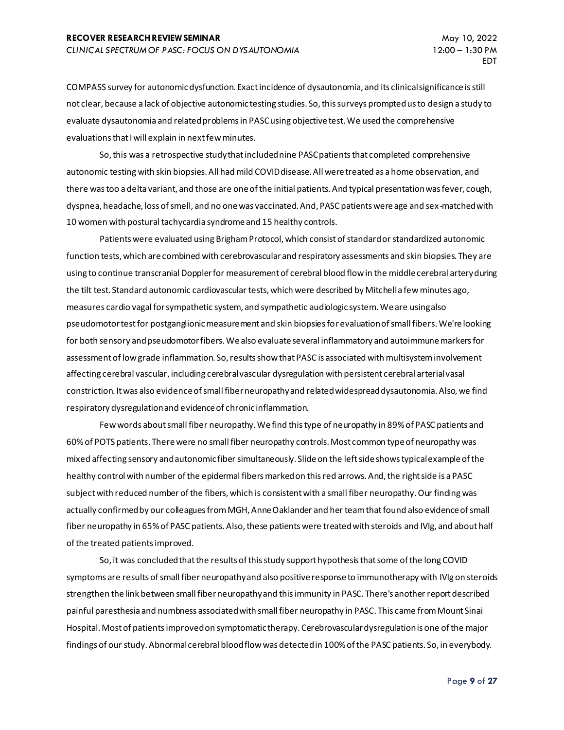COMPASS survey for autonomic dysfunction. Exact incidence of dysautonomia, and its clinical significance is still not clear, because a lack of objective autonomic testing studies. So, this surveys prompted us to design a study to evaluate dysautonomia and related problems in PASC using objective test. We used the comprehensive evaluations that I will explain in next few minutes.

So, this was a retrospective study that included nine PASC patients that completed comprehensive autonomic testing with skin biopsies. All had mild COVID disease. All were treated as a home observation, and there was too a delta variant, and those are one of the initial patients. And typical presentation was fever, cough, dyspnea, headache, loss of smell, and no one was vaccinated. And, PASC patients were age and sex-matched with 10 women with postural tachycardia syndrome and 15 healthy controls.

Patients were evaluated using Brigham Protocol, which consist of standard or standardized autonomic function tests, which are combined with cerebrovascular and respiratory assessments and skin biopsies. They are using to continue transcranial Doppler for measurement of cerebral blood flow in the middle cerebral artery during the tilt test. Standard autonomic cardiovascular tests, which were described by Mitchell a few minutes ago, measures cardio vagal for sympathetic system, and sympathetic audiologic system. We are using also pseudomotor test for postganglionic measurement and skin biopsies for evaluation of small fibers. We're looking for both sensory and pseudomotor fibers. We also evaluate several inflammatory and autoimmune markers for assessment of low grade inflammation. So, results show that PASC is associated with multisystem involvement affecting cerebral vascular, including cerebral vascular dysregulation with persistent cerebral arterial vasal constriction. It was also evidence of small fiber neuropathy and related widespread dysautonomia. Also, we find respiratory dysregulation and evidence of chronic inflammation.

Few words about small fiber neuropathy. We find this type of neuropathy in 89% of PASC patients and 60% of POTS patients. There were no small fiber neuropathy controls. Most common type of neuropathy was mixed affecting sensory and autonomic fiber simultaneously. Slide on the left side shows typical example of the healthy control with number of the epidermal fibers marked on this red arrows. And, the right side is a PASC subject with reduced number of the fibers, which is consistent with a small fiber neuropathy. Our finding was actually confirmed by our colleagues from MGH, Anne Oaklander and her team that found also evidence of small fiber neuropathy in 65% of PASC patients. Also, these patients were treated with steroids and IVIg, and about half of the treated patients improved.

So, it was concluded that the results of this study support hypothesis that some of the long COVID symptoms are results of small fiber neuropathy and also positive response to immunotherapy with IVIg on steroids strengthen the link between small fiber neuropathy and this immunity in PASC. There's another report described painful paresthesia and numbness associated with small fiber neuropathy in PASC. This came from Mount Sinai Hospital. Most of patients improved on symptomatic therapy. Cerebrovascular dysregulation is one of the major findings of our study. Abnormal cerebral blood flow was detected in 100% of the PASC patients. So, in everybody.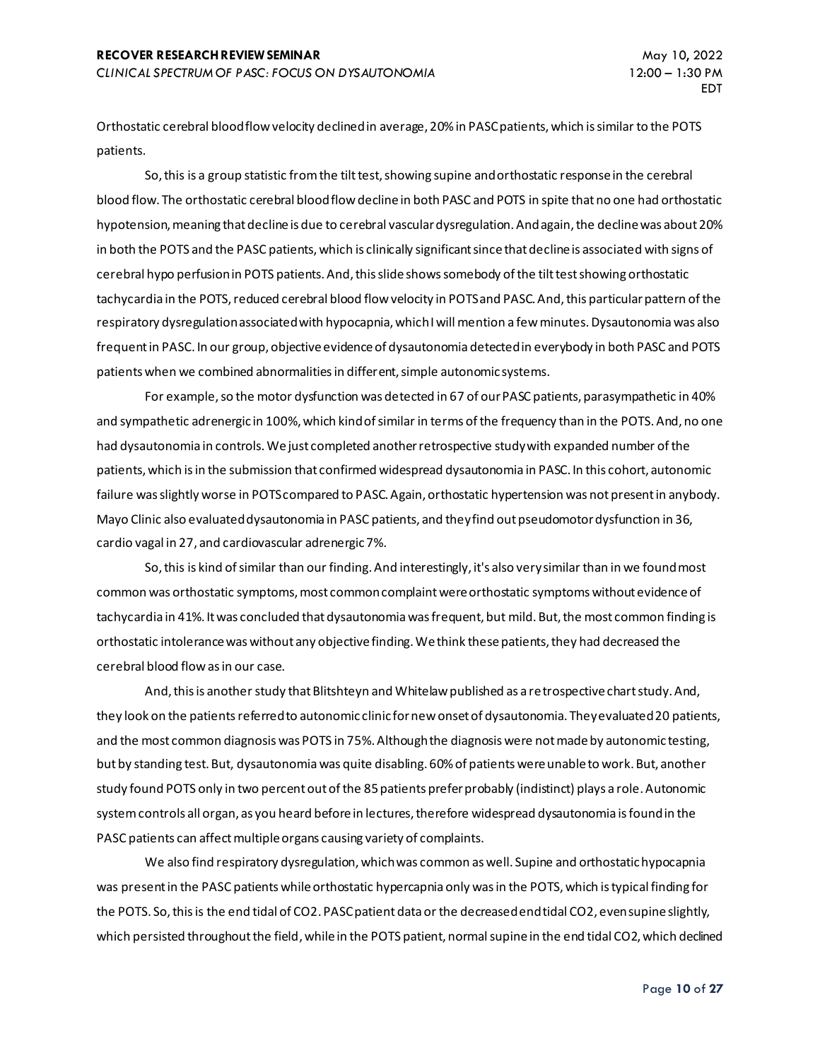Orthostatic cerebral blood flow velocity declined in average, 20% in PASC patients, which is similar to the POTS patients.

So, this is a group statistic from the tilt test, showing supine and orthostatic response in the cerebral blood flow. The orthostatic cerebral blood flow decline in both PASC and POTS in spite that no one had orthostatic hypotension, meaning that decline is due to cerebral vascular dysregulation. And again, the decline was about 20% in both the POTS and the PASC patients, which is clinically significant since that decline is associated with signs of cerebral hypo perfusion in POTS patients. And, this slide shows somebody of the tilt test showing orthostatic tachycardia in the POTS, reduced cerebral blood flow velocity in POTS and PASC. And, this particular pattern of the respiratory dysregulation associated with hypocapnia, which I will mention a few minutes. Dysautonomia was also frequent in PASC. In our group, objective evidence of dysautonomia detected in everybody in both PASC and POTS patients when we combined abnormalities in different, simple autonomic systems.

For example, so the motor dysfunction was detected in 67 of our PASC patients, parasympathetic in 40% and sympathetic adrenergic in 100%, which kind of similar in terms of the frequency than in the POTS. And, no one had dysautonomia in controls. We just completed another retrospective study with expanded number of the patients, which is in the submission that confirmed widespread dysautonomia in PASC. In this cohort, autonomic failure was slightly worse in POTS compared to PASC. Again, orthostatic hypertension was not present in anybody. Mayo Clinic also evaluated dysautonomia in PASC patients, and they find out pseudomotor dysfunction in 36, cardio vagal in 27, and cardiovascular adrenergic 7%.

So, this is kind of similar than our finding. And interestingly, it's also very similar than in we found most common was orthostatic symptoms, most common complaint were orthostatic symptoms without evidence of tachycardia in 41%. It was concluded that dysautonomia was frequent, but mild. But, the most common finding is orthostatic intolerance was without any objective finding. We think these patients, they had decreased the cerebral blood flow as in our case.

And, this is another study that Blitshteyn and Whitelaw published as a retrospective chart study. And, they look on the patients referred to autonomic clinic for new onset of dysautonomia. They evaluated 20 patients, and the most common diagnosis was POTS in 75%. Although the diagnosis were not made by autonomic testing, but by standing test. But, dysautonomia was quite disabling. 60% of patients were unable to work. But, another study found POTS only in two percent out of the 85 patients prefer probably (indistinct) plays a role. Autonomic system controls all organ, as you heard before in lectures, therefore widespread dysautonomia is found in the PASC patients can affect multiple organs causing variety of complaints.

We also find respiratory dysregulation, which was common as well. Supine and orthostatic hypocapnia was present in the PASC patients while orthostatic hypercapnia only was in the POTS, which is typical finding for the POTS. So, this is the end tidal of $CO_2$. PASC patient data or the decreased end tidal $CO_2$, even supine slightly, which persisted throughout the field, while in the POTS patient, normal supine in the end tidal $CO_2$, which declined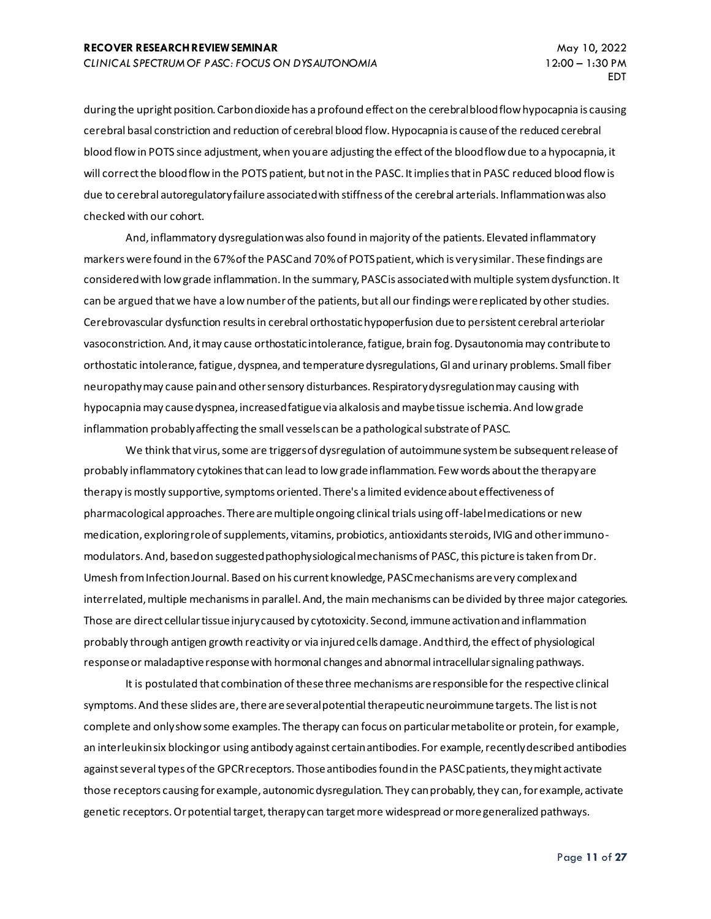during the upright position. Carbon dioxide has a profound effect on the cerebral blood flow hypocapnia is causing cerebral basal constriction and reduction of cerebral blood flow. Hypocapnia is cause of the reduced cerebral blood flow in POTS since adjustment, when you are adjusting the effect of the blood flow due to a hypocapnia, it will correct the blood flow in the POTS patient, but not in the PASC. It implies that in PASC reduced blood flow is due to cerebral autoregulatory failure associated with stiffness of the cerebral arterials. Inflammation was also checked with our cohort.

And, inflammatory dysregulation was also found in majority of the patients. Elevated inflammatory markers were found in the 67% of the PASC and 70% of POTS patient, which is very similar. These findings are considered with low grade inflammation. In the summary, PASC is associated with multiple system dysfunction. It can be argued that we have a low number of the patients, but all our findings were replicated by other studies. Cerebrovascular dysfunction results in cerebral orthostatic hypoperfusion due to persistent cerebral arteriolar vasoconstriction. And, it may cause orthostatic intolerance, fatigue, brain fog. Dysautonomia may contribute to orthostatic intolerance, fatigue, dyspnea, and temperature dysregulations, GI and urinary problems. Small fiber neuropathy may cause pain and other sensory disturbances. Respiratory dysregulation may causing with hypocapnia may cause dyspnea, increased fatigue via alkalosis and maybe tissue ischemia. And low grade inflammation probably affecting the small vessels can be a pathological substrate of PASC.

We think that virus, some are triggers of dysregulation of autoimmune system be subsequent release of probably inflammatory cytokines that can lead to low grade inflammation. Few words about the therapy are therapy is mostly supportive, symptoms oriented. There's a limited evidence about effectiveness of pharmacological approaches. There are multiple ongoing clinical trials using off-label medications or new medication, exploring role of supplements, vitamins, probiotics, antioxidants steroids, IVIG and other immuno-modulators. And, based on suggested pathophysiological mechanisms of PASC, this picture is taken from Dr. Umesh from Infection Journal. Based on his current knowledge, PASC mechanisms are very complex and interrelated, multiple mechanisms in parallel. And, the main mechanisms can be divided by three major categories. Those are direct cellular tissue injury caused by cytotoxicity. Second, immune activation and inflammation probably through antigen growth reactivity or via injured cells damage. And third, the effect of physiological response or maladaptive response with hormonal changes and abnormal intracellular signaling pathways.

It is postulated that combination of these three mechanisms are responsible for the respective clinical symptoms. And these slides are, there are several potential therapeutic neuroimmune targets. The list is not complete and only show some examples. The therapy can focus on particular metabolite or protein, for example, an interleukin six blocking or using antibody against certain antibodies. For example, recently described antibodies against several types of the GPCR receptors. Those antibodies found in the PASC patients, they might activate those receptors causing for example, autonomic dysregulation. They can probably, they can, for example, activate genetic receptors. Or potential target, therapy can target more widespread or more generalized pathways.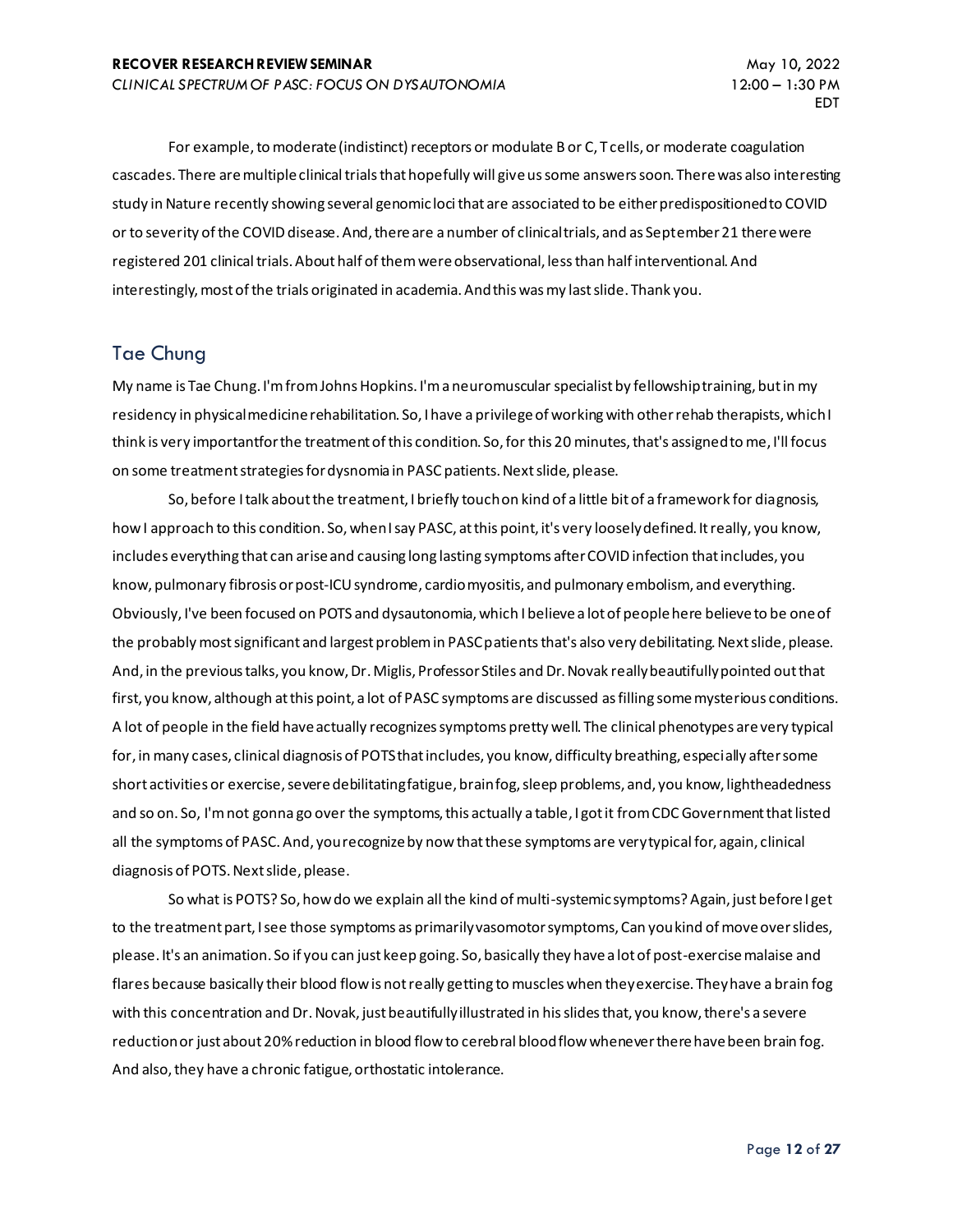For example, to moderate (indistinct) receptors or modulate B or C, T cells, or moderate coagulation cascades. There are multiple clinical trials that hopefully will give us some answers soon. There was also interesting study in Nature recently showing several genomic loci that are associated to be either predispositioned to COVID or to severity of the COVID disease. And, there are a number of clinical trials, and as September 21 there were registered 201 clinical trials. About half of them were observational, less than half interventional. And interestingly, most of the trials originated in academia. And this was my last slide. Thank you.

## Tae Chung

My name is Tae Chung. I'm from Johns Hopkins. I'm a neuromuscular specialist by fellowship training, but in my residency in physical medicine rehabilitation. So, I have a privilege of working with other rehab therapists, which I think is very important for the treatment of this condition. So, for this 20 minutes, that's assigned to me, I'll focus on some treatment strategies for dysnomia in PASC patients. Next slide, please.

So, before I talk about the treatment, I briefly touch on kind of a little bit of a framework for diagnosis, how I approach to this condition. So, when I say PASC, at this point, it's very loosely defined. It really, you know, includes everything that can arise and causing long lasting symptoms after COVID infection that includes, you know, pulmonary fibrosis or post-ICU syndrome, cardiomyositis, and pulmonary embolism, and everything. Obviously, I've been focused on POTS and dysautonomia, which I believe a lot of people here believe to be one of the probably most significant and largest problem in PASC patients that's also very debilitating. Next slide, please. And, in the previous talks, you know, Dr. Miglis, Professor Stiles and Dr. Novak really beautifully pointed out that first, you know, although at this point, a lot of PASC symptoms are discussed as filling some mysterious conditions. A lot of people in the field have actually recognizes symptoms pretty well. The clinical phenotypes are very typical for, in many cases, clinical diagnosis of POTS that includes, you know, difficulty breathing, especially after some short activities or exercise, severe debilitating fatigue, brain fog, sleep problems, and, you know, lightheadedness and so on. So, I'm not gonna go over the symptoms, this actually a table, I got it from CDC Government that listed all the symptoms of PASC. And, you recognize by now that these symptoms are very typical for, again, clinical diagnosis of POTS. Next slide, please.

So what is POTS? So, how do we explain all the kind of multi-systemic symptoms? Again, just before I get to the treatment part, I see those symptoms as primarily vasomotor symptoms, Can you kind of move over slides, please. It's an animation. So if you can just keep going. So, basically they have a lot of post-exercise malaise and flares because basically their blood flow is not really getting to muscles when they exercise. They have a brain fog with this concentration and Dr. Novak, just beautifully illustrated in his slides that, you know, there's a severe reduction or just about 20% reduction in blood flow to cerebral blood flow whenever there have been brain fog. And also, they have a chronic fatigue, orthostatic intolerance.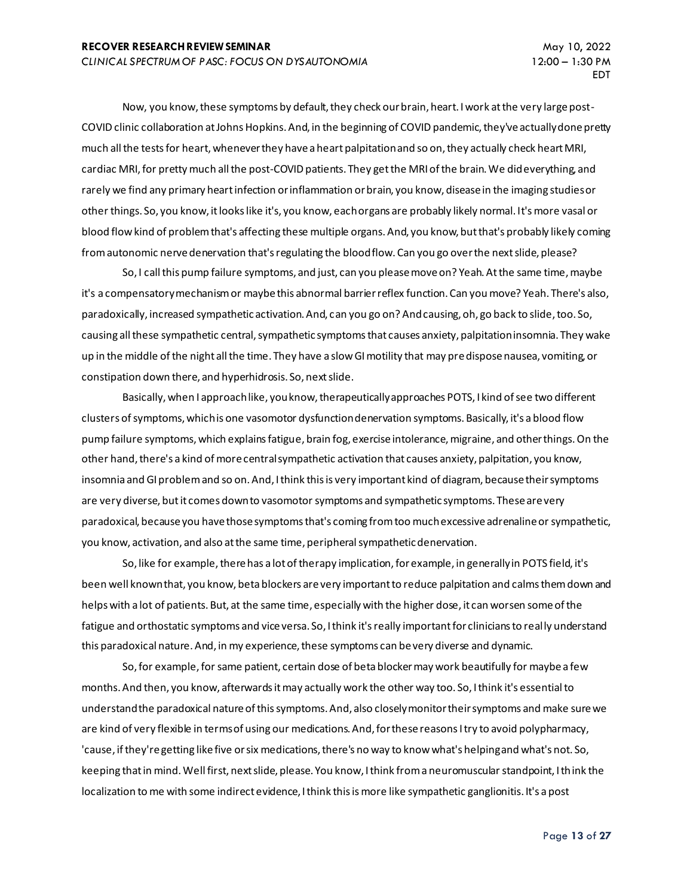Now, you know, these symptoms by default, they check our brain, heart. I work at the very large post-COVID clinic collaboration at Johns Hopkins. And, in the beginning of COVID pandemic, they've actually done pretty much all the tests for heart, whenever they have a heart palpitation and so on, they actually check heart MRI, cardiac MRI, for pretty much all the post-COVID patients. They get the MRI of the brain. We did everything, and rarely we find any primary heart infection or inflammation or brain, you know, disease in the imaging studies or other things. So, you know, it looks like it's, you know, each organs are probably likely normal. It's more vasal or blood flow kind of problem that's affecting these multiple organs. And, you know, but that's probably likely coming from autonomic nerve denervation that's regulating the blood flow. Can you go over the next slide, please?

So, I call this pump failure symptoms, and just, can you please move on? Yeah. At the same time, maybe it's a compensatory mechanism or maybe this abnormal barrier reflex function. Can you move? Yeah. There's also, paradoxically, increased sympathetic activation. And, can you go on? And causing, oh, go back to slide, too. So, causing all these sympathetic central, sympathetic symptoms that causes anxiety, palpitation insomnia. They wake up in the middle of the night all the time. They have a slow GI motility that may predispose nausea, vomiting, or constipation down there, and hyperhidrosis. So, next slide.

Basically, when I approach like, you know, therapeutically approaches POTS, I kind of see two different clusters of symptoms, which is one vasomotor dysfunction denervation symptoms. Basically, it's a blood flow pump failure symptoms, which explains fatigue, brain fog, exercise intolerance, migraine, and other things. On the other hand, there's a kind of more central sympathetic activation that causes anxiety, palpitation, you know, insomnia and GI problem and so on. And, I think this is very important kind of diagram, because their symptoms are very diverse, but it comes down to vasomotor symptoms and sympathetic symptoms. These are very paradoxical, because you have those symptoms that's coming from too much excessive adrenaline or sympathetic, you know, activation, and also at the same time, peripheral sympathetic denervation.

So, like for example, there has a lot of therapy implication, for example, in generally in POTS field, it's been well known that, you know, beta blockers are very important to reduce palpitation and calms them down and helps with a lot of patients. But, at the same time, especially with the higher dose, it can worsen some of the fatigue and orthostatic symptoms and vice versa. So, I think it's really important for clinicians to really understand this paradoxical nature. And, in my experience, these symptoms can be very diverse and dynamic.

So, for example, for same patient, certain dose of beta blocker may work beautifully for maybe a few months. And then, you know, afterwards it may actually work the other way too. So, I think it's essential to understand the paradoxical nature of this symptoms. And, also closely monitor their symptoms and make sure we are kind of very flexible in terms of using our medications. And, for these reasons I try to avoid polypharmacy, 'cause, if they're getting like five or six medications, there's no way to know what's helping and what's not. So, keeping that in mind. Well first, next slide, please. You know, I think from a neuromuscular standpoint, I think the localization to me with some indirect evidence, I think this is more like sympathetic ganglionitis. It's a post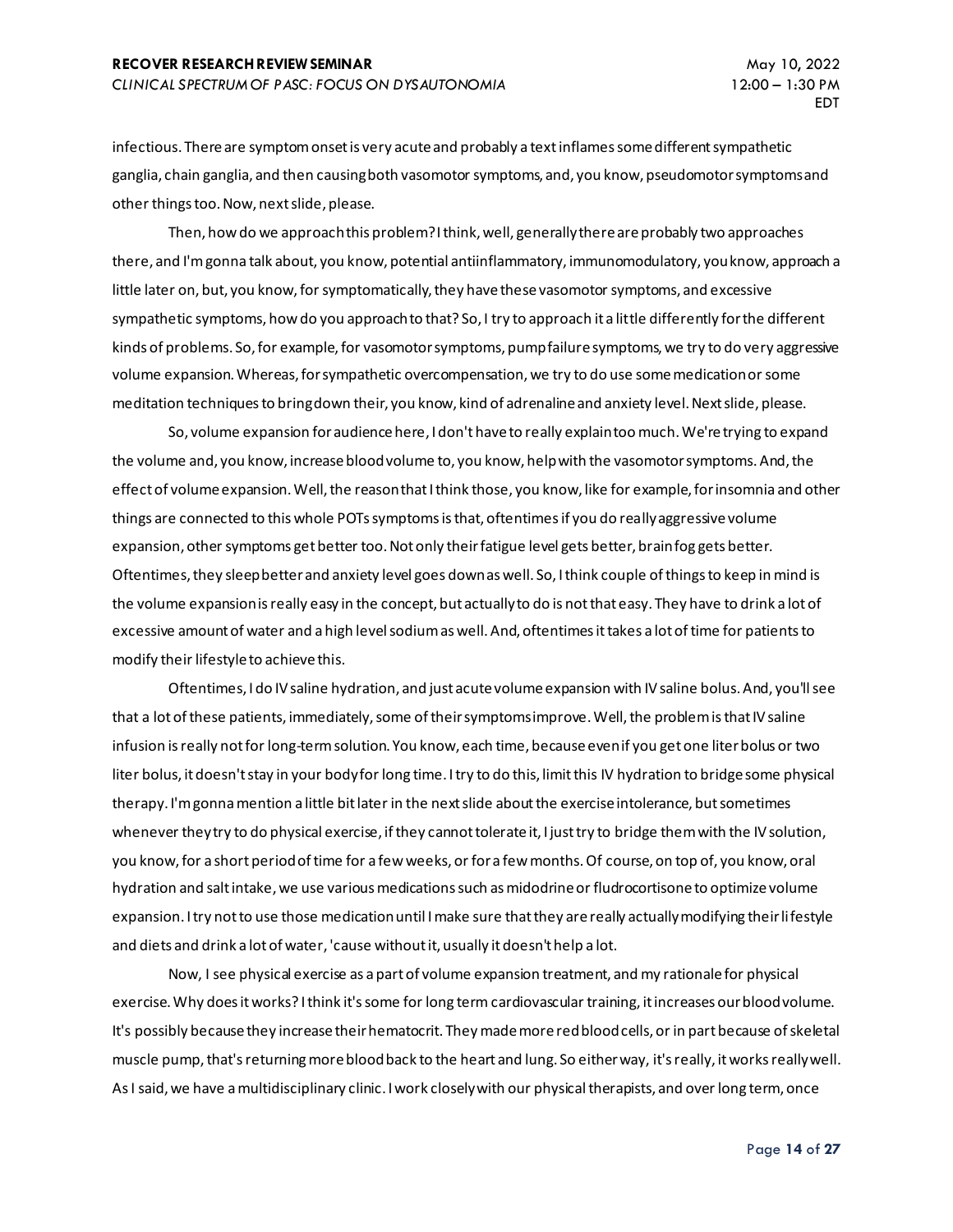infectious. There are symptom onset is very acute and probably a text inflames some different sympathetic ganglia, chain ganglia, and then causing both vasomotor symptoms, and, you know, pseudomotor symptoms and other things too. Now, next slide, please.

Then, how do we approach this problem? I think, well, generally there are probably two approaches there, and I'm gonna talk about, you know, potential antiinflammatory, immunomodulatory, you know, approach a little later on, but, you know, for symptomatically, they have these vasomotor symptoms, and excessive sympathetic symptoms, how do you approach to that? So, I try to approach it a little differently for the different kinds of problems. So, for example, for vasomotor symptoms, pump failure symptoms, we try to do very aggressive volume expansion. Whereas, for sympathetic overcompensation, we try to do use some medication or some meditation techniques to bring down their, you know, kind of adrenaline and anxiety level. Next slide, please.

So, volume expansion for audience here, I don't have to really explain too much. We're trying to expand the volume and, you know, increase blood volume to, you know, help with the vasomotor symptoms. And, the effect of volume expansion. Well, the reason that I think those, you know, like for example, for insomnia and other things are connected to this whole POTs symptoms is that, oftentimes if you do really aggressive volume expansion, other symptoms get better too. Not only their fatigue level gets better, brain fog gets better. Oftentimes, they sleep better and anxiety level goes down as well. So, I think couple of things to keep in mind is the volume expansion is really easy in the concept, but actually to do is not that easy. They have to drink a lot of excessive amount of water and a high level sodium as well. And, oftentimes it takes a lot of time for patients to modify their lifestyle to achieve this.

Oftentimes, I do IV saline hydration, and just acute volume expansion with IV saline bolus. And, you'll see that a lot of these patients, immediately, some of their symptoms improve. Well, the problem is that IV saline infusion is really not for long-term solution. You know, each time, because even if you get one liter bolus or two liter bolus, it doesn't stay in your body for long time. I try to do this, limit this IV hydration to bridge some physical therapy. I'm gonna mention a little bit later in the next slide about the exercise intolerance, but sometimes whenever they try to do physical exercise, if they cannot tolerate it, I just try to bridge them with the IV solution, you know, for a short period of time for a few weeks, or for a few months. Of course, on top of, you know, oral hydration and salt intake, we use various medications such as midodrine or fludrocortisone to optimize volume expansion. I try not to use those medication until I make sure that they are really actually modifying their lifestyle and diets and drink a lot of water, 'cause without it, usually it doesn't help a lot.

Now, I see physical exercise as a part of volume expansion treatment, and my rationale for physical exercise. Why does it works? I think it's some for long term cardiovascular training, it increases our blood volume. It's possibly because they increase their hematocrit. They made more red blood cells, or in part because of skeletal muscle pump, that's returning more blood back to the heart and lung. So either way, it's really, it works really well. As I said, we have a multidisciplinary clinic. I work closely with our physical therapists, and over long term, once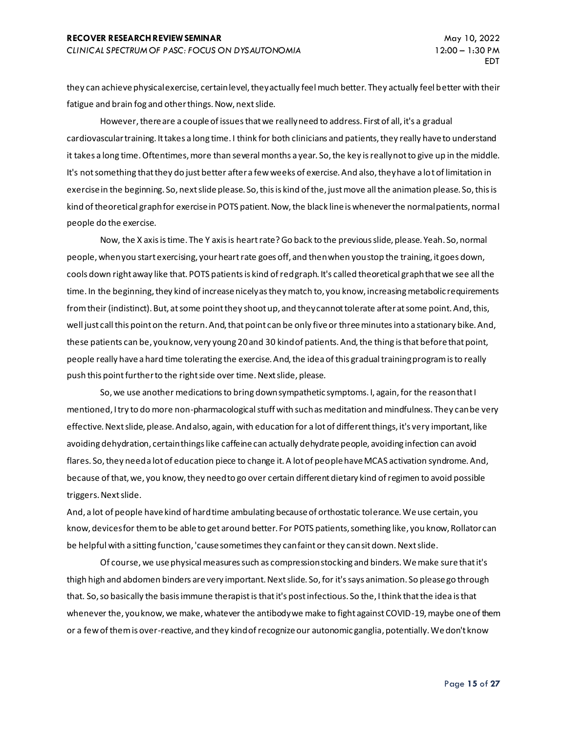they can achieve physical exercise, certain level, they actually feel much better. They actually feel better with their fatigue and brain fog and other things. Now, next slide.

However, there are a couple of issues that we really need to address. First of all, it's a gradual cardiovascular training. It takes a long time. I think for both clinicians and patients, they really have to understand it takes a long time. Oftentimes, more than several months a year. So, the key is really not to give up in the middle. It's not something that they do just better after a few weeks of exercise. And also, they have a lot of limitation in exercise in the beginning. So, next slide please. So, this is kind of the, just move all the animation please. So, this is kind of theoretical graph for exercise in POTS patient. Now, the black line is whenever the normal patients, normal people do the exercise.

Now, the X axis is time. The Y axis is heart rate? Go back to the previous slide, please. Yeah. So, normal people, when you start exercising, your heart rate goes off, and then when you stop the training, it goes down, cools down right away like that. POTS patients is kind of red graph. It's called theoretical graph that we see all the time. In the beginning, they kind of increase nicely as they match to, you know, increasing metabolic requirements from their (indistinct). But, at some point they shoot up, and they cannot tolerate after at some point. And, this, well just call this point on the return. And, that point can be only five or three minutes into a stationary bike. And, these patients can be, you know, very young 20 and 30 kind of patients. And, the thing is that before that point, people really have a hard time tolerating the exercise. And, the idea of this gradual training program is to really push this point further to the right side over time. Next slide, please.

So, we use another medications to bring down sympathetic symptoms. I, again, for the reason that I mentioned, I try to do more non-pharmacological stuff with such as meditation and mindfulness. They can be very effective. Next slide, please. And also, again, with education for a lot of different things, it's very important, like avoiding dehydration, certain things like caffeine can actually dehydrate people, avoiding infection can avoid flares. So, they need a lot of education piece to change it. A lot of people have MCAS activation syndrome. And, because of that, we, you know, they need to go over certain different dietary kind of regimen to avoid possible triggers. Next slide.

And, a lot of people have kind of hard time ambulating because of orthostatic tolerance. We use certain, you know, devices for them to be able to get around better. For POTS patients, something like, you know, Rollator can be helpful with a sitting function, 'cause sometimes they can faint or they can sit down. Next slide.

Of course, we use physical measures such as compression stocking and binders. We make sure that it's thigh high and abdomen binders are very important. Next slide. So, for it's says animation. So please go through that. So, so basically the basis immune therapist is that it's post infectious. So the, I think that the idea is that whenever the, you know, we make, whatever the antibody we make to fight against COVID-19, maybe one of them or a few of them is over-reactive, and they kind of recognize our autonomic ganglia, potentially. We don't know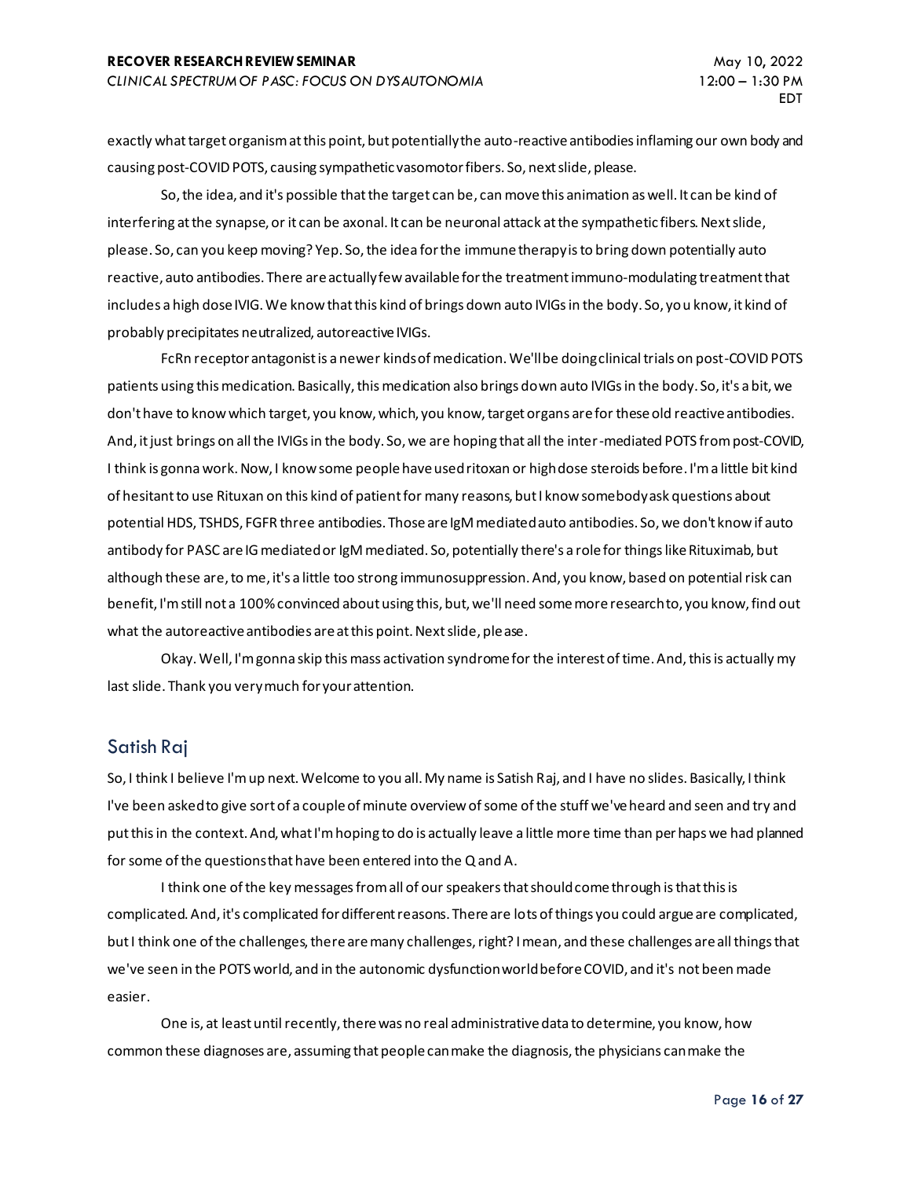exactly what target organism at this point, but potentially the auto-reactive antibodies inflaming our own body and causing post-COVID POTS, causing sympathetic vasomotor fibers. So, next slide, please.

So, the idea, and it's possible that the target can be, can move this animation as well. It can be kind of interfering at the synapse, or it can be axonal. It can be neuronal attack at the sympathetic fibers. Next slide, please. So, can you keep moving? Yep. So, the idea for the immune therapy is to bring down potentially auto reactive, auto antibodies. There are actually few available for the treatment immuno-modulating treatment that includes a high dose IVIG. We know that this kind of brings down auto IVIGs in the body. So, you know, it kind of probably precipitates neutralized, autoreactive IVIGs.

FcRn receptor antagonist is a newer kinds of medication. We'll be doing clinical trials on post-COVID POTS patients using this medication. Basically, this medication also brings down auto IVIGs in the body. So, it's a bit, we don't have to know which target, you know, which, you know, target organs are for these old reactive antibodies. And, it just brings on all the IVIGs in the body. So, we are hoping that all the inter-mediated POTS from post-COVID, I think is gonna work. Now, I know some people have used ritoxan or high dose steroids before. I'm a little bit kind of hesitant to use Rituxan on this kind of patient for many reasons, but I know somebody ask questions about potential HDS, TSHDS, FGFR three antibodies. Those are IgM mediated auto antibodies. So, we don't know if auto antibody for PASC are IG mediated or IgM mediated. So, potentially there's a role for things like Rituximab, but although these are, to me, it's a little too strong immunosuppression. And, you know, based on potential risk can benefit, I'm still not a 100% convinced about using this, but, we'll need some more research to, you know, find out what the autoreactive antibodies are at this point. Next slide, please.

Okay. Well, I'm gonna skip this mass activation syndrome for the interest of time. And, this is actually my last slide. Thank you very much for your attention.

## Satish Raj

So, I think I believe I'm up next. Welcome to you all. My name is Satish Raj, and I have no slides. Basically, I think I've been asked to give sort of a couple of minute overview of some of the stuff we've heard and seen and try and put this in the context. And, what I'm hoping to do is actually leave a little more time than perhaps we had planned for some of the questions that have been entered into the Q and A.

I think one of the key messages from all of our speakers that should come through is that this is complicated. And, it's complicated for different reasons. There are lots of things you could argue are complicated, but I think one of the challenges, there are many challenges, right? I mean, and these challenges are all things that we've seen in the POTS world, and in the autonomic dysfunction world before COVID, and it's not been made easier.

One is, at least until recently, there was no real administrative data to determine, you know, how common these diagnoses are, assuming that people can make the diagnosis, the physicians can make the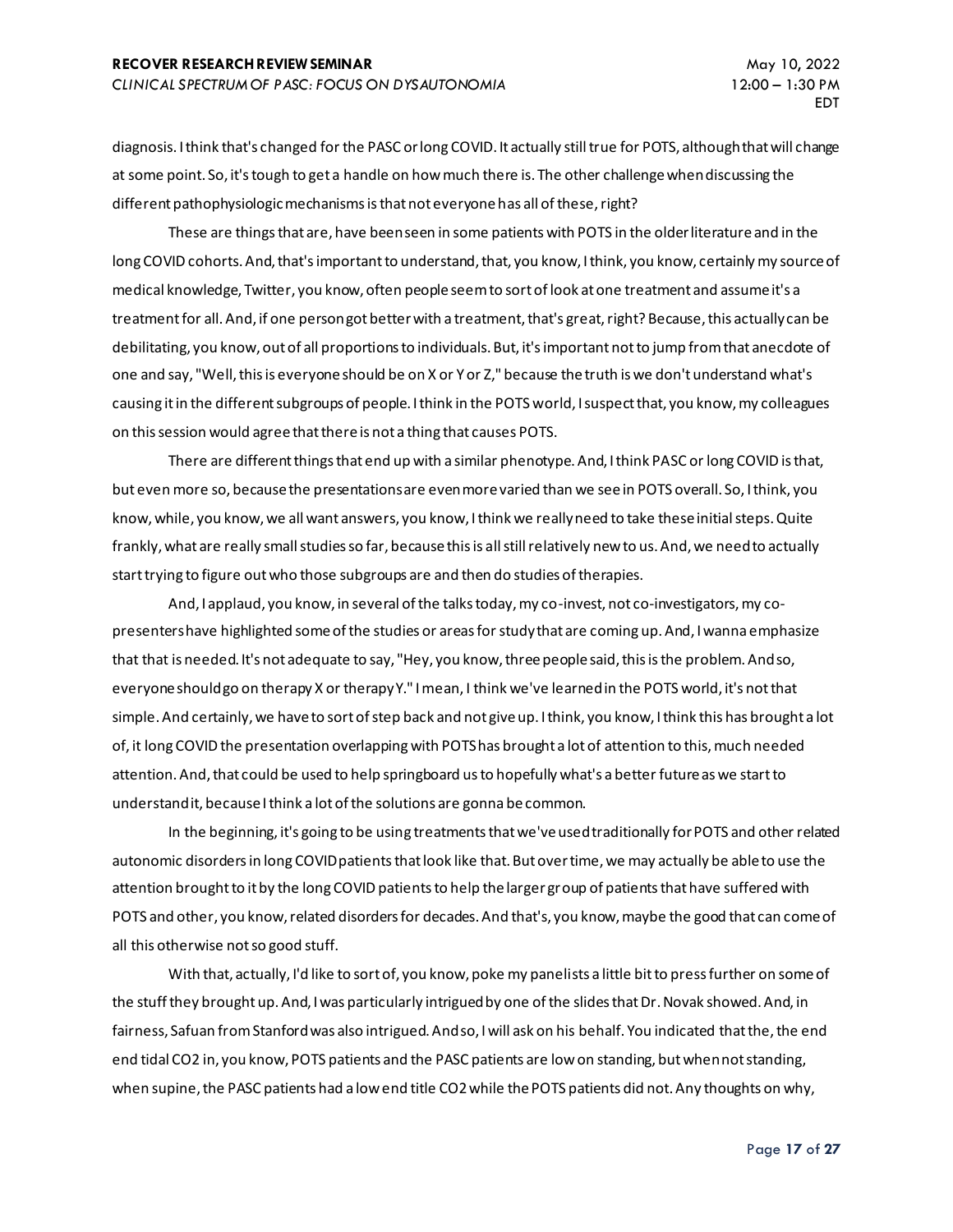diagnosis. I think that's changed for the PASC or long COVID. It actually still true for POTS, although that will change at some point. So, it's tough to get a handle on how much there is. The other challenge when discussing the different pathophysiologic mechanisms is that not everyone has all of these, right?

These are things that are, have been seen in some patients with POTS in the older literature and in the long COVID cohorts. And, that's important to understand, that, you know, I think, you know, certainly my source of medical knowledge, Twitter, you know, often people seem to sort of look at one treatment and assume it's a treatment for all. And, if one person got better with a treatment, that's great, right? Because, this actually can be debilitating, you know, out of all proportions to individuals. But, it's important not to jump from that anecdote of one and say, "Well, this is everyone should be on X or Y or Z," because the truth is we don't understand what's causing it in the different subgroups of people. I think in the POTS world, I suspect that, you know, my colleagues on this session would agree that there is not a thing that causes POTS.

There are different things that end up with a similar phenotype. And, I think PASC or long COVID is that, but even more so, because the presentations are even more varied than we see in POTS overall. So, I think, you know, while, you know, we all want answers, you know, I think we really need to take these initial steps. Quite frankly, what are really small studies so far, because this is all still relatively new to us. And, we need to actually start trying to figure out who those subgroups are and then do studies of therapies.

And, I applaud, you know, in several of the talks today, my co-invest, not co-investigators, my co-presenters have highlighted some of the studies or areas for study that are coming up. And, I wanna emphasize that that is needed. It's not adequate to say, "Hey, you know, three people said, this is the problem. And so, everyone should go on therapy X or therapy Y." I mean, I think we've learned in the POTS world, it's not that simple. And certainly, we have to sort of step back and not give up. I think, you know, I think this has brought a lot of, it long COVID the presentation overlapping with POTS has brought a lot of attention to this, much needed attention. And, that could be used to help springboard us to hopefully what's a better future as we start to understand it, because I think a lot of the solutions are gonna be common.

In the beginning, it's going to be using treatments that we've used traditionally for POTS and other related autonomic disorders in long COVID patients that look like that. But over time, we may actually be able to use the attention brought to it by the long COVID patients to help the larger group of patients that have suffered with POTS and other, you know, related disorders for decades. And that's, you know, maybe the good that can come of all this otherwise not so good stuff.

With that, actually, I'd like to sort of, you know, poke my panelists a little bit to press further on some of the stuff they brought up. And, I was particularly intrigued by one of the slides that Dr. Novak showed. And, in fairness, Safuan from Stanford was also intrigued. And so, I will ask on his behalf. You indicated that the, the end end tidal CO2 in, you know, POTS patients and the PASC patients are low on standing, but when not standing, when supine, the PASC patients had a low end title CO2 while the POTS patients did not. Any thoughts on why,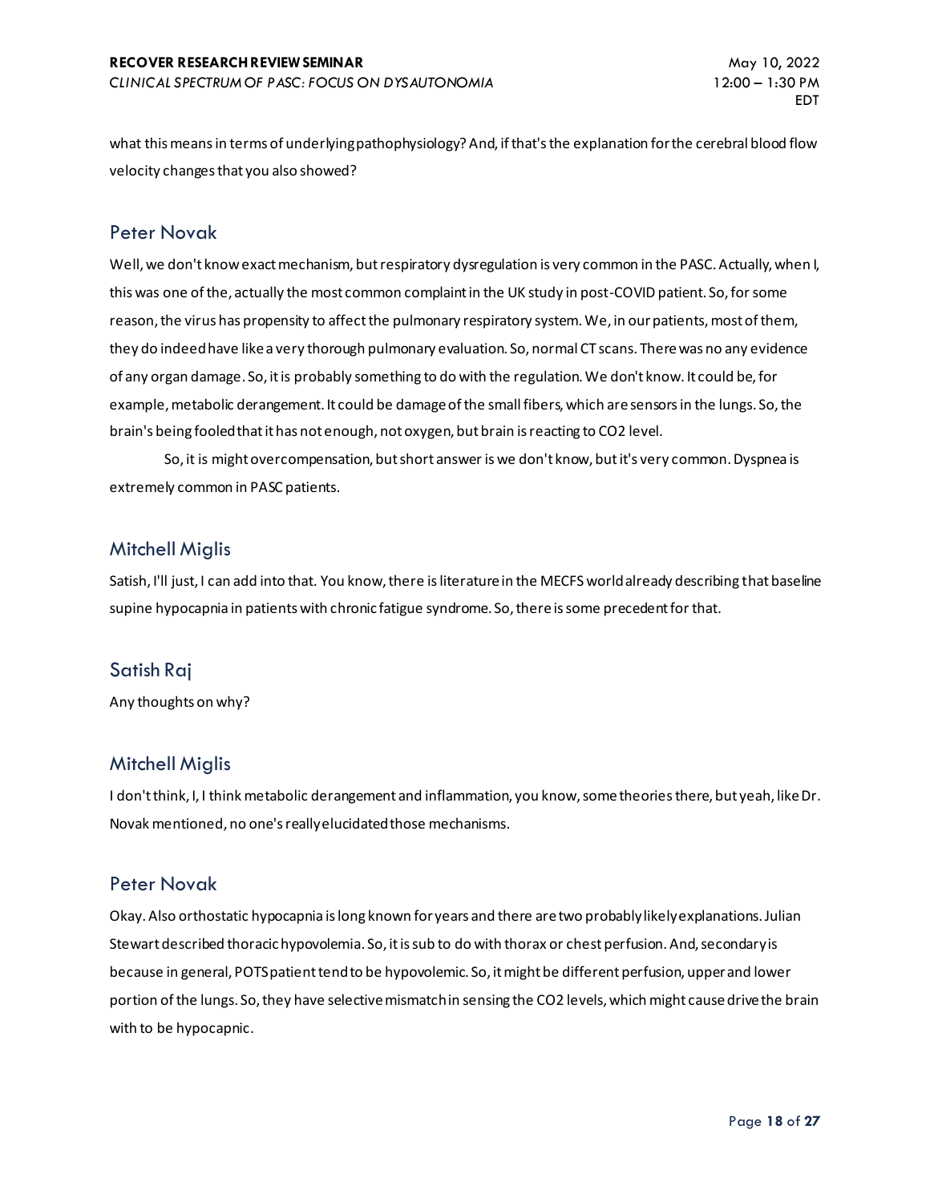what this means in terms of underlying pathophysiology? And, if that's the explanation for the cerebral blood flow velocity changes that you also showed?

## Peter Novak

Well, we don't know exact mechanism, but respiratory dysregulation is very common in the PASC. Actually, when I, this was one of the, actually the most common complaint in the UK study in post-COVID patient. So, for some reason, the virus has propensity to affect the pulmonary respiratory system. We, in our patients, most of them, they do indeed have like a very thorough pulmonary evaluation. So, normal CT scans. There was no any evidence of any organ damage. So, it is probably something to do with the regulation. We don't know. It could be, for example, metabolic derangement. It could be damage of the small fibers, which are sensors in the lungs. So, the brain's being fooled that it has not enough, not oxygen, but brain is reacting to CO2 level.

So, it is might overcompensation, but short answer is we don't know, but it's very common. Dyspnea is extremely common in PASC patients.

## Mitchell Miglis

Satish, I'll just, I can add into that. You know, there is literature in the MECFS world already describing that baseline supine hypocapnia in patients with chronic fatigue syndrome. So, there is some precedent for that.

## Satish Raj

Any thoughts on why?

## Mitchell Miglis

I don't think, I, I think metabolic derangement and inflammation, you know, some theories there, but yeah, like Dr. Novak mentioned, no one's really elucidated those mechanisms.

## Peter Novak

Okay. Also orthostatic hypocapnia is long known for years and there are two probably likely explanations. Julian Stewart described thoracic hypovolemia. So, it is sub to do with thorax or chest perfusion. And, secondary is because in general, POTS patient tend to be hypovolemic. So, it might be different perfusion, upper and lower portion of the lungs. So, they have selective mismatch in sensing the CO2 levels, which might cause drive the brain with to be hypocapnic.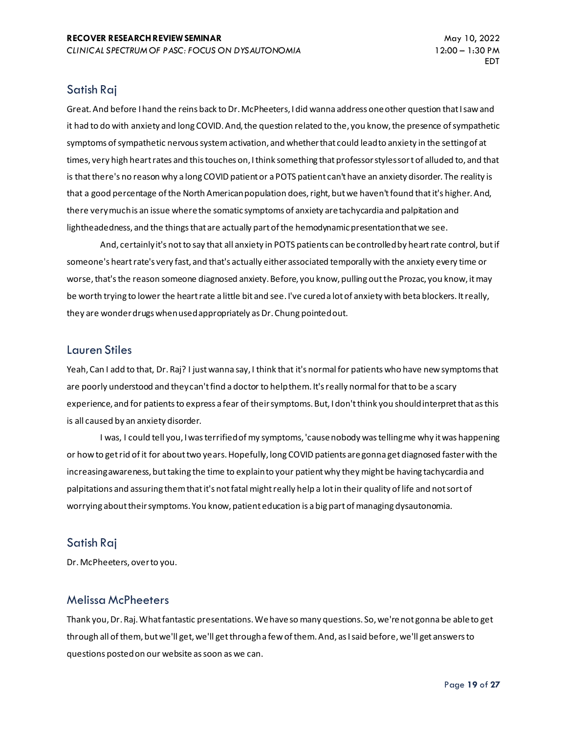## Satish Raj

Great. And before I hand the reins back to Dr. McPheeters, I did wanna address one other question that I saw and it had to do with anxiety and long COVID. And, the question related to the, you know, the presence of sympathetic symptoms of sympathetic nervous system activation, and whether that could lead to anxiety in the setting of at times, very high heart rates and this touches on, I think something that professor styles sort of alluded to, and that is that there's no reason why a long COVID patient or a POTS patient can't have an anxiety disorder. The reality is that a good percentage of the North American population does, right, but we haven't found that it's higher. And, there very much is an issue where the somatic symptoms of anxiety are tachycardia and palpitation and lightheadedness, and the things that are actually part of the hemodynamic presentation that we see.

And, certainly it's not to say that all anxiety in POTS patients can be controlled by heart rate control, but if someone's heart rate's very fast, and that's actually either associated temporally with the anxiety every time or worse, that's the reason someone diagnosed anxiety. Before, you know, pulling out the Prozac, you know, it may be worth trying to lower the heart rate a little bit and see. I've cured a lot of anxiety with beta blockers. It really, they are wonder drugs when used appropriately as Dr. Chung pointed out.

## Lauren Stiles

Yeah, Can I add to that, Dr. Raj? I just wanna say, I think that it's normal for patients who have new symptoms that are poorly understood and they can't find a doctor to help them. It's really normal for that to be a scary experience, and for patients to express a fear of their symptoms. But, I don't think you should interpret that as this is all caused by an anxiety disorder.

I was, I could tell you, I was terrified of my symptoms, 'cause nobody was telling me why it was happening or how to get rid of it for about two years. Hopefully, long COVID patients are gonna get diagnosed faster with the increasing awareness, but taking the time to explain to your patient why they might be having tachycardia and palpitations and assuring them that it's not fatal might really help a lot in their quality of life and not sort of worrying about their symptoms. You know, patient education is a big part of managing dysautonomia.

## Satish Raj

Dr. McPheeters, over to you.

## Melissa McPheeters

Thank you, Dr. Raj. What fantastic presentations. We have so many questions. So, we're not gonna be able to get through all of them, but we'll get, we'll get through a few of them. And, as I said before, we'll get answers to questions posted on our website as soon as we can.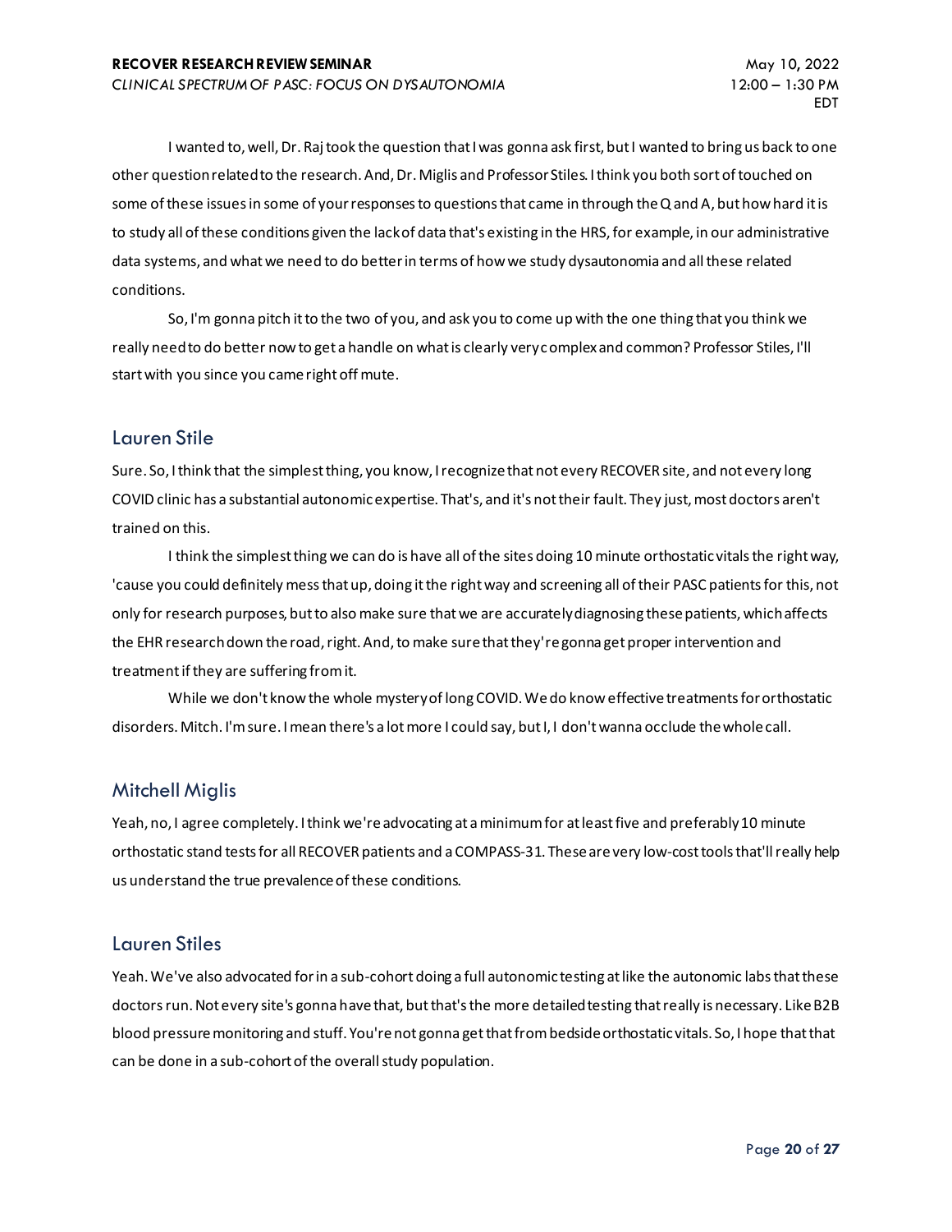I wanted to, well, Dr. Raj took the question that I was gonna ask first, but I wanted to bring us back to one other question related to the research. And, Dr. Miglis and Professor Stiles. I think you both sort of touched on some of these issues in some of your responses to questions that came in through the Q and A, but how hard it is to study all of these conditions given the lack of data that's existing in the HRS, for example, in our administrative data systems, and what we need to do better in terms of how we study dysautonomia and all these related conditions.

So, I'm gonna pitch it to the two of you, and ask you to come up with the one thing that you think we really need to do better now to get a handle on what is clearly very complex and common? Professor Stiles, I'll start with you since you came right off mute.

## Lauren Stile

Sure. So, I think that the simplest thing, you know, I recognize that not every RECOVER site, and not every long COVID clinic has a substantial autonomic expertise. That's, and it's not their fault. They just, most doctors aren't trained on this.

I think the simplest thing we can do is have all of the sites doing 10 minute orthostatic vitals the right way, 'cause you could definitely mess that up, doing it the right way and screening all of their PASC patients for this, not only for research purposes, but to also make sure that we are accurately diagnosing these patients, which affects the EHR research down the road, right. And, to make sure that they're gonna get proper intervention and treatment if they are suffering from it.

While we don't know the whole mystery of long COVID. We do know effective treatments for orthostatic disorders. Mitch. I'm sure. I mean there's a lot more I could say, but I, I don't wanna occlude the whole call.

## Mitchell Miglis

Yeah, no, I agree completely. I think we're advocating at a minimum for at least five and preferably 10 minute orthostatic stand tests for all RECOVER patients and a COMPASS-31. These are very low-cost tools that'll really help us understand the true prevalence of these conditions.

## Lauren Stiles

Yeah. We've also advocated for in a sub-cohort doing a full autonomic testing at like the autonomic labs that these doctors run. Not every site's gonna have that, but that's the more detailed testing that really is necessary. Like B2B blood pressure monitoring and stuff. You're not gonna get that from bedside orthostatic vitals. So, I hope that that can be done in a sub-cohort of the overall study population.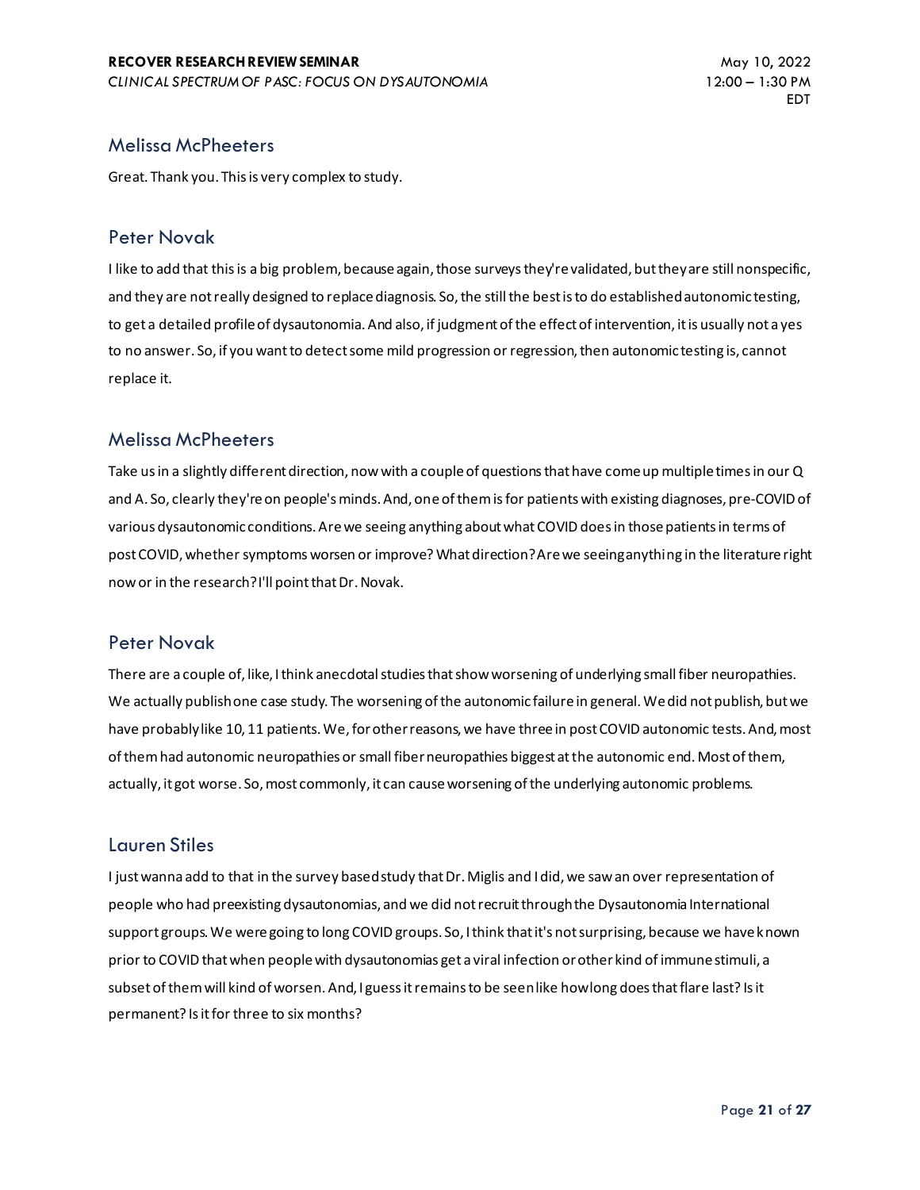## Melissa McPheeters

Great. Thank you. This is very complex to study.

## Peter Novak

I like to add that this is a big problem, because again, those surveys they're validated, but they are still nonspecific, and they are not really designed to replace diagnosis. So, the still the best is to do established autonomic testing, to get a detailed profile of dysautonomia. And also, if judgment of the effect of intervention, it is usually not a yes to no answer. So, if you want to detect some mild progression or regression, then autonomic testing is, cannot replace it.

## Melissa McPheeters

Take us in a slightly different direction, now with a couple of questions that have come up multiple times in our Q and A. So, clearly they're on people's minds. And, one of them is for patients with existing diagnoses, pre-COVID of various dysautonomic conditions. Are we seeing anything about what COVID does in those patients in terms of post COVID, whether symptoms worsen or improve? What direction? Are we seeing anything in the literature right now or in the research? I'll point that Dr. Novak.

## Peter Novak

There are a couple of, like, I think anecdotal studies that show worsening of underlying small fiber neuropathies. We actually publish one case study. The worsening of the autonomic failure in general. We did not publish, but we have probably like 10, 11 patients. We, for other reasons, we have three in post COVID autonomic tests. And, most of them had autonomic neuropathies or small fiber neuropathies biggest at the autonomic end. Most of them, actually, it got worse. So, most commonly, it can cause worsening of the underlying autonomic problems.

## Lauren Stiles

I just wanna add to that in the survey based study that Dr. Miglis and I did, we saw an over representation of people who had preexisting dysautonomias, and we did not recruit through the Dysautonomia International support groups. We were going to long COVID groups. So, I think that it's not surprising, because we have known prior to COVID that when people with dysautonomias get a viral infection or other kind of immune stimuli, a subset of them will kind of worsen. And, I guess it remains to be seen like how long does that flare last? Is it permanent? Is it for three to six months?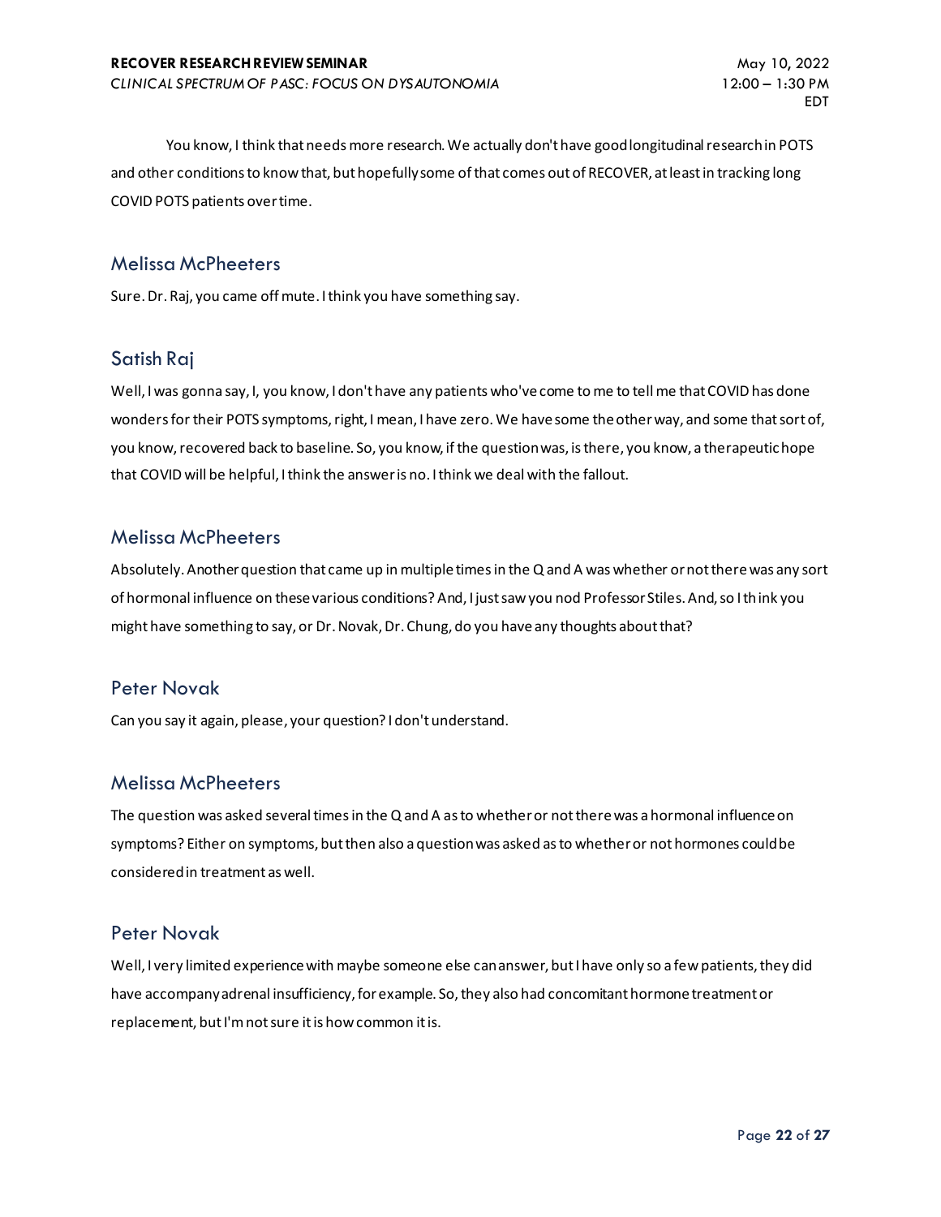You know, I think that needs more research. We actually don't have good longitudinal research in POTS and other conditions to know that, but hopefully some of that comes out of RECOVER, at least in tracking long COVID POTS patients over time.

## Melissa McPheeters

Sure. Dr. Raj, you came off mute. I think you have something say.

## Satish Raj

Well, I was gonna say, I, you know, I don't have any patients who've come to me to tell me that COVID has done wonders for their POTS symptoms, right, I mean, I have zero. We have some the other way, and some that sort of, you know, recovered back to baseline. So, you know, if the question was, is there, you know, a therapeutic hope that COVID will be helpful, I think the answer is no. I think we deal with the fallout.

## Melissa McPheeters

Absolutely. Another question that came up in multiple times in the Q and A was whether or not there was any sort of hormonal influence on these various conditions? And, I just saw you nod Professor Stiles. And, so I think you might have something to say, or Dr. Novak, Dr. Chung, do you have any thoughts about that?

## Peter Novak

Can you say it again, please, your question? I don't understand.

## Melissa McPheeters

The question was asked several times in the Q and A as to whether or not there was a hormonal influence on symptoms? Either on symptoms, but then also a question was asked as to whether or not hormones could be considered in treatment as well.

## Peter Novak

Well, I very limited experience with maybe someone else can answer, but I have only so a few patients, they did have accompany adrenal insufficiency, for example. So, they also had concomitant hormone treatment or replacement, but I'm not sure it is how common it is.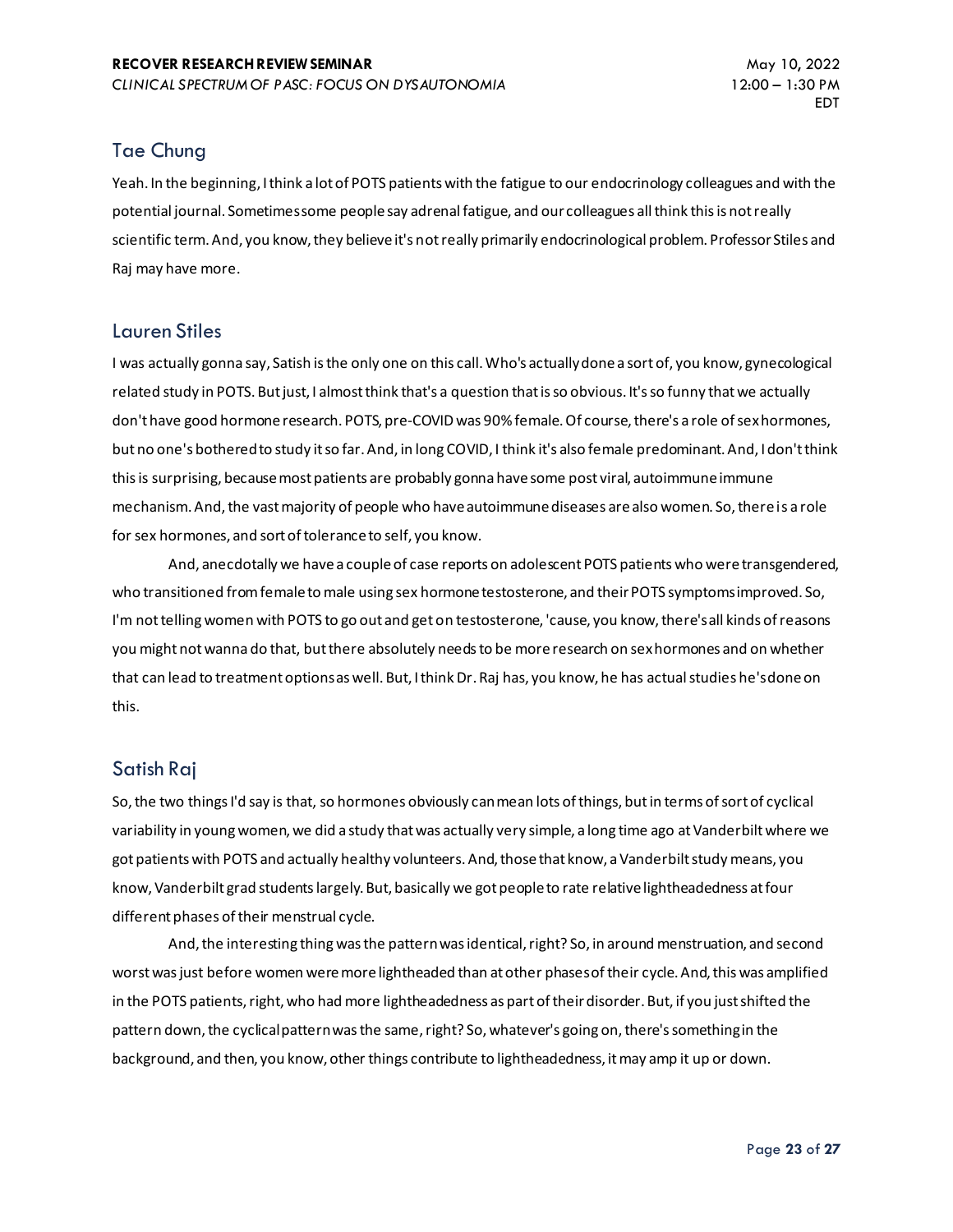## Tae Chung

Yeah. In the beginning, I think a lot of POTS patients with the fatigue to our endocrinology colleagues and with the potential journal. Sometimes some people say adrenal fatigue, and our colleagues all think this is not really scientific term. And, you know, they believe it's not really primarily endocrinological problem. Professor Stiles and Raj may have more.

## Lauren Stiles

I was actually gonna say, Satish is the only one on this call. Who's actually done a sort of, you know, gynecological related study in POTS. But just, I almost think that's a question that is so obvious. It's so funny that we actually don't have good hormone research. POTS, pre-COVID was 90% female. Of course, there's a role of sex hormones, but no one's bothered to study it so far. And, in long COVID, I think it's also female predominant. And, I don't think this is surprising, because most patients are probably gonna have some post viral, autoimmune immune mechanism. And, the vast majority of people who have autoimmune diseases are also women. So, there is a role for sex hormones, and sort of tolerance to self, you know.

And, anecdotally we have a couple of case reports on adolescent POTS patients who were transgendered, who transitioned from female to male using sex hormone testosterone, and their POTS symptoms improved. So, I'm not telling women with POTS to go out and get on testosterone, 'cause, you know, there's all kinds of reasons you might not wanna do that, but there absolutely needs to be more research on sex hormones and on whether that can lead to treatment options as well. But, I think Dr. Raj has, you know, he has actual studies he's done on this.

## Satish Raj

So, the two things I'd say is that, so hormones obviously can mean lots of things, but in terms of sort of cyclical variability in young women, we did a study that was actually very simple, a long time ago at Vanderbilt where we got patients with POTS and actually healthy volunteers. And, those that know, a Vanderbilt study means, you know, Vanderbilt grad students largely. But, basically we got people to rate relative lightheadedness at four different phases of their menstrual cycle.

And, the interesting thing was the pattern was identical, right? So, in around menstruation, and second worst was just before women were more lightheaded than at other phases of their cycle. And, this was amplified in the POTS patients, right, who had more lightheadedness as part of their disorder. But, if you just shifted the pattern down, the cyclical pattern was the same, right? So, whatever's going on, there's something in the background, and then, you know, other things contribute to lightheadedness, it may amp it up or down.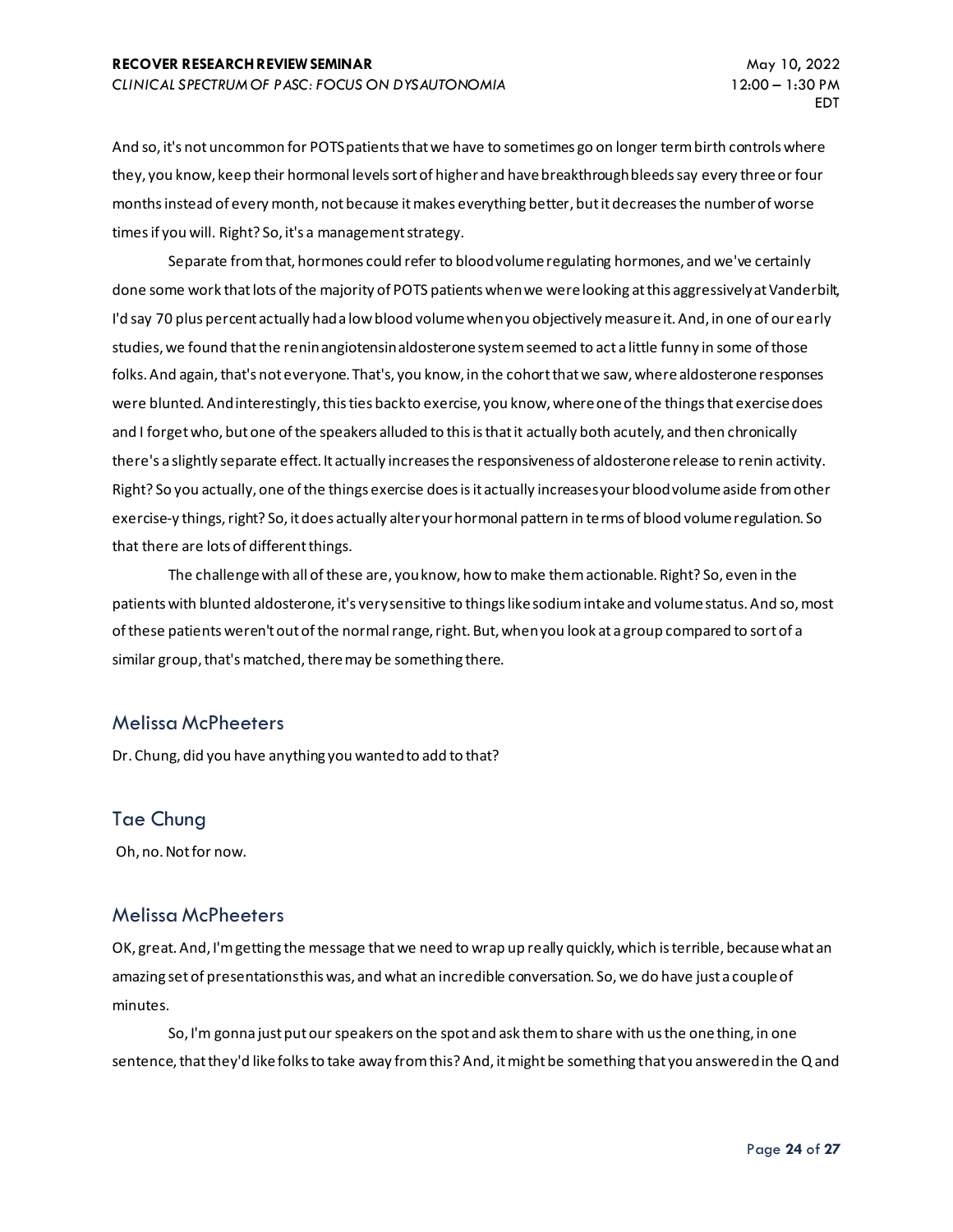And so, it's not uncommon for POTS patients that we have to sometimes go on longer term birth controls where they, you know, keep their hormonal levels sort of higher and have breakthrough bleeds say every three or four months instead of every month, not because it makes everything better, but it decreases the number of worse times if you will. Right? So, it's a management strategy.

Separate from that, hormones could refer to blood volume regulating hormones, and we've certainly done some work that lots of the majority of POTS patients when we were looking at this aggressively at Vanderbilt, I'd say 70 plus percent actually had a low blood volume when you objectively measure it. And, in one of our early studies, we found that the renin angiotensin aldosterone system seemed to act a little funny in some of those folks. And again, that's not everyone. That's, you know, in the cohort that we saw, where aldosterone responses were blunted. And interestingly, this ties back to exercise, you know, where one of the things that exercise does and I forget who, but one of the speakers alluded to this is that it actually both acutely, and then chronically there's a slightly separate effect. It actually increases the responsiveness of aldosterone release to renin activity. Right? So you actually, one of the things exercise does is it actually increases your blood volume aside from other exercise-y things, right? So, it does actually alter your hormonal pattern in terms of blood volume regulation. So that there are lots of different things.

The challenge with all of these are, you know, how to make them actionable. Right? So, even in the patients with blunted aldosterone, it's very sensitive to things like sodium intake and volume status. And so, most of these patients weren't out of the normal range, right. But, when you look at a group compared to sort of a similar group, that's matched, there may be something there.

## Melissa McPheeters

Dr. Chung, did you have anything you wanted to add to that?

## Tae Chung

Oh, no. Not for now.

## Melissa McPheeters

OK, great. And, I'm getting the message that we need to wrap up really quickly, which is terrible, because what an amazing set of presentations this was, and what an incredible conversation. So, we do have just a couple of minutes.

So, I'm gonna just put our speakers on the spot and ask them to share with us the one thing, in one sentence, that they'd like folks to take away from this? And, it might be something that you answered in the Q and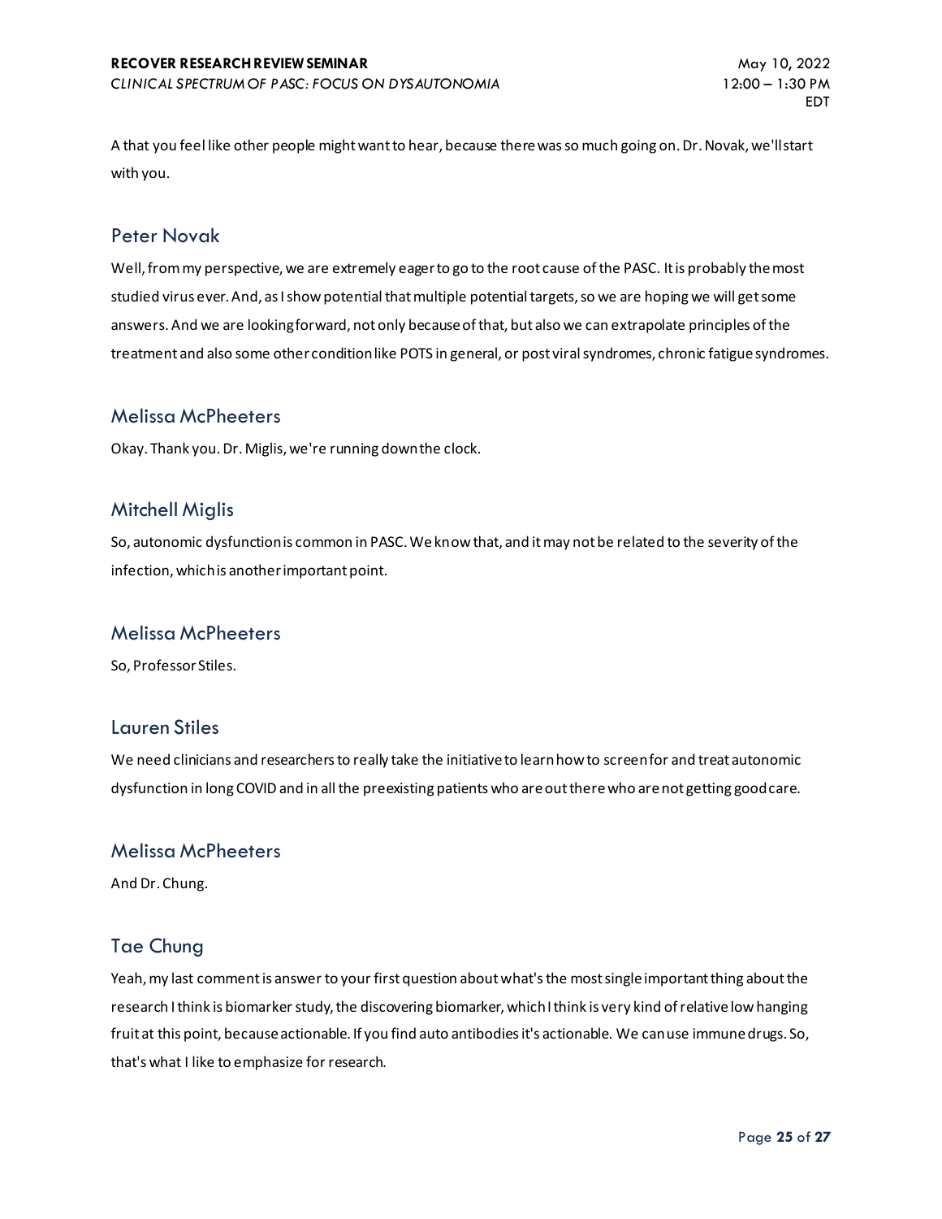A that you feel like other people might want to hear, because there was so much going on. Dr. Novak, we'll start with you.

## Peter Novak

Well, from my perspective, we are extremely eager to go to the root cause of the PASC. It is probably the most studied virus ever. And, as I show potential that multiple potential targets, so we are hoping we will get some answers. And we are looking forward, not only because of that, but also we can extrapolate principles of the treatment and also some other condition like POTS in general, or post viral syndromes, chronic fatigue syndromes.

## Melissa McPheeters

Okay. Thank you. Dr. Miglis, we're running down the clock.

## Mitchell Miglis

So, autonomic dysfunction is common in PASC. We know that, and it may not be related to the severity of the infection, which is another important point.

## Melissa McPheeters

So, Professor Stiles.

## Lauren Stiles

We need clinicians and researchers to really take the initiative to learn how to screen for and treat autonomic dysfunction in long COVID and in all the preexisting patients who are out there who are not getting good care.

## Melissa McPheeters

And Dr. Chung.

## Tae Chung

Yeah, my last comment is answer to your first question about what's the most single important thing about the research I think is biomarker study, the discovering biomarker, which I think is very kind of relative low hanging fruit at this point, because actionable. If you find auto antibodies it's actionable. We can use immune drugs. So, that's what I like to emphasize for research.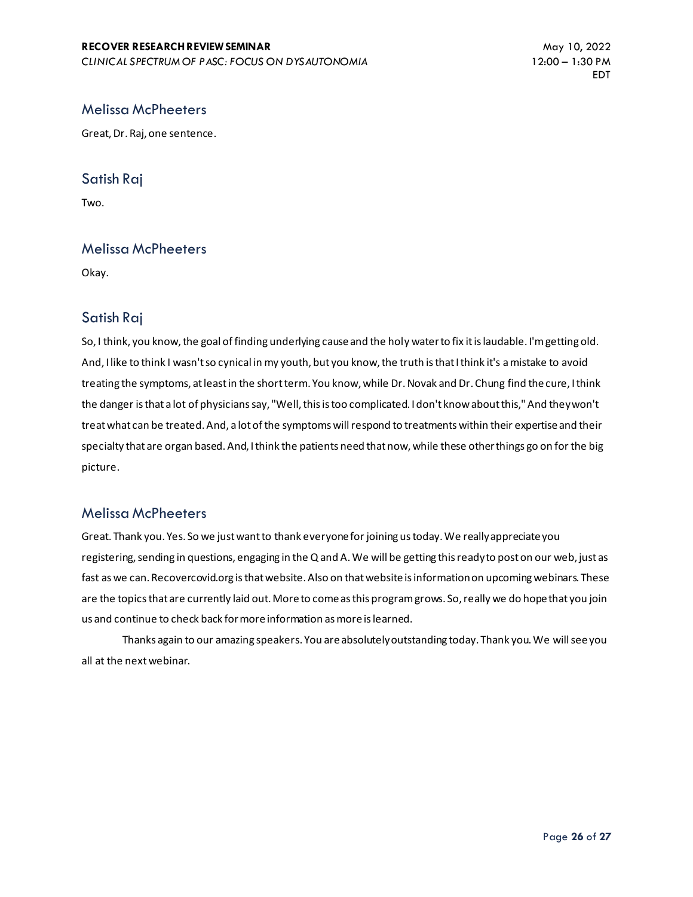## Melissa McPheeters

Great, Dr. Raj, one sentence.

## Satish Raj

Two.

## Melissa McPheeters

Okay.

## Satish Raj

So, I think, you know, the goal of finding underlying cause and the holy water to fix it is laudable. I'm getting old. And, I like to think I wasn't so cynical in my youth, but you know, the truth is that I think it's a mistake to avoid treating the symptoms, at least in the short term. You know, while Dr. Novak and Dr. Chung find the cure, I think the danger is that a lot of physicians say, "Well, this is too complicated. I don't know about this," And they won't treat what can be treated. And, a lot of the symptoms will respond to treatments within their expertise and their specialty that are organ based. And, I think the patients need that now, while these other things go on for the big picture.

## Melissa McPheeters

Great. Thank you. Yes. So we just want to thank everyone for joining us today. We really appreciate you registering, sending in questions, engaging in the Q and A. We will be getting this ready to post on our web, just as fast as we can. Recovercovid.org is that website. Also on that website is information on upcoming webinars. These are the topics that are currently laid out. More to come as this program grows. So, really we do hope that you join us and continue to check back for more information as more is learned.

Thanks again to our amazing speakers. You are absolutely outstanding today. Thank you. We will see you all at the next webinar.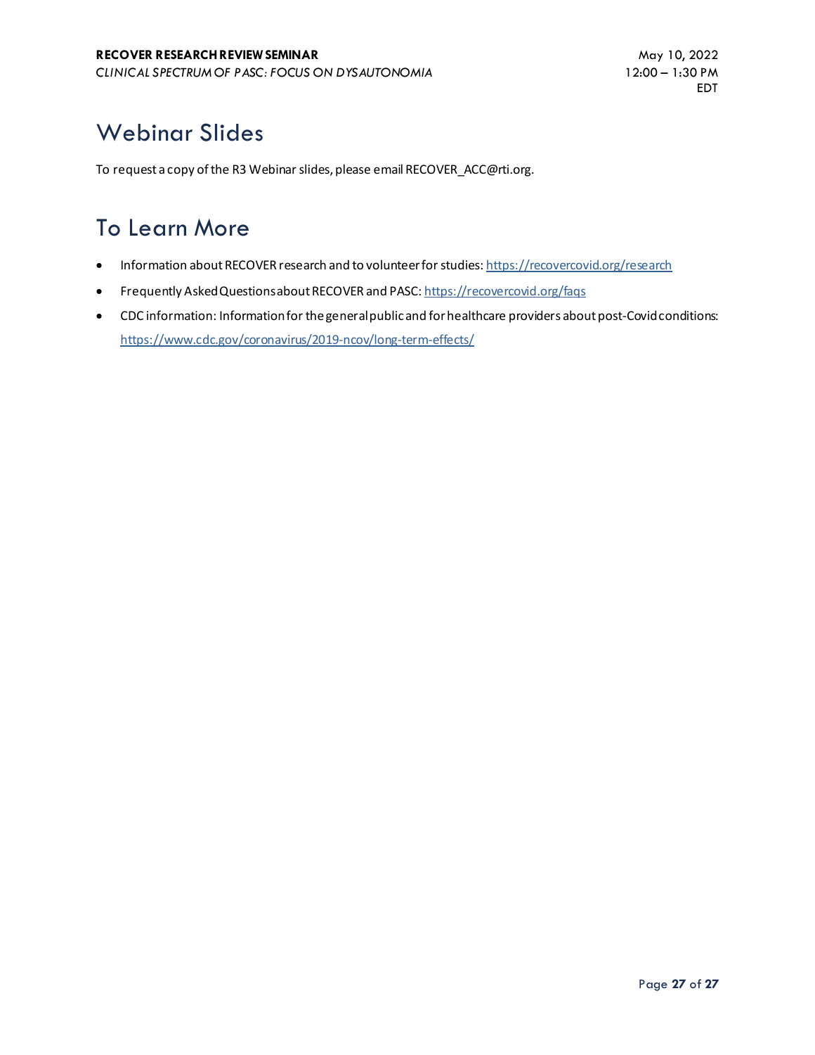## Webinar Slides

To request a copy of the R3 Webinar slides, please email RECOVER_ACC@rti.org.

## To Learn More

- Information about RECOVER research and to volunteer for studies: https://recovercovid.org/research
- Frequently Asked Questions about RECOVER and PASC: https://recovercovid.org/faqs
- CDC information: Information for the general public and for healthcare providers about post-Covid conditions: https://www.cdc.gov/coronavirus/2019-ncov/long-term-effects/